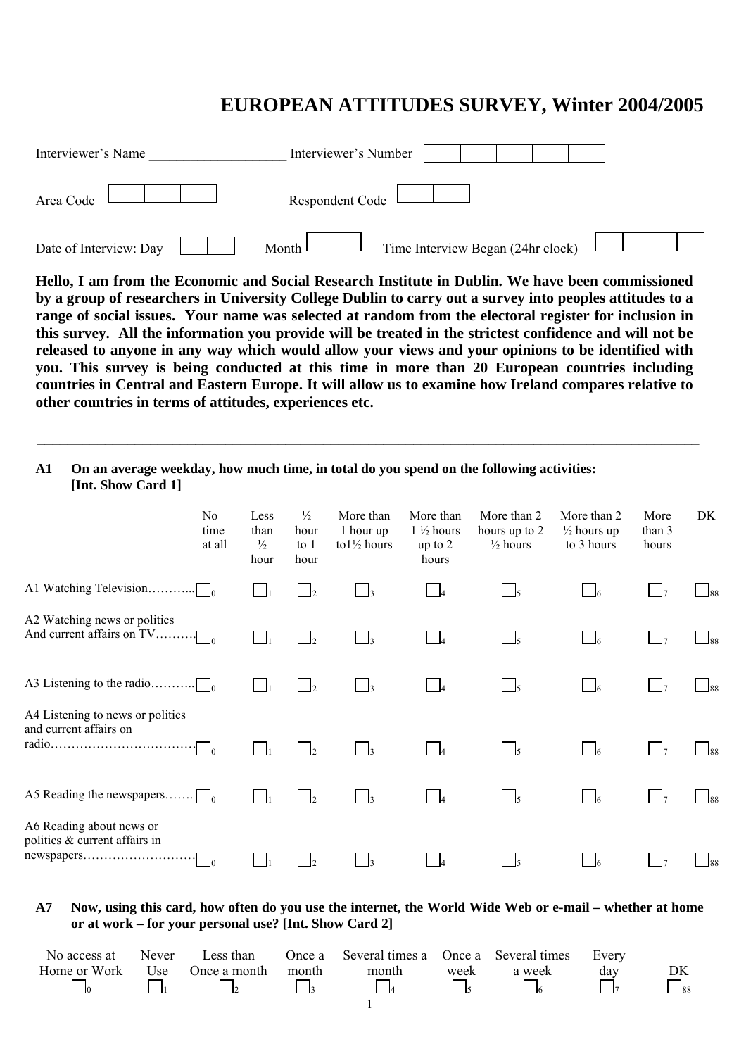# EUROPEAN ATTITUDES SURVEY, Winter 2004/2005

Interviewer's Name ___________________ Interviewer's Number ☐☐☐☐☐

Area Code ☐☐☐ Respondent Code ☐☐

Date of Interview: Day ☐☐ Month ☐☐ Time Interview Began (24hr clock) ☐☐☐☐

**Hello, I am from the Economic and Social Research Institute in Dublin. We have been commissioned by a group of researchers in University College Dublin to carry out a survey into peoples attitudes to a range of social issues. Your name was selected at random from the electoral register for inclusion in this survey. All the information you provide will be treated in the strictest confidence and will not be released to anyone in any way which would allow your views and your opinions to be identified with you. This survey is being conducted at this time in more than 20 European countries including countries in Central and Eastern Europe. It will allow us to examine how Ireland compares relative to other countries in terms of attitudes, experiences etc.**

---

**A1 On an average weekday, how much time, in total do you spend on the following activities: [Int. Show Card 1]**

| | No time at all | Less than ½ hour | ½ hour to 1 hour | More than 1 hour up to 1½ hours | More than 1 ½ hours up to 2 hours | More than 2 hours up to 2 ½ hours | More than 2 ½ hours up to 3 hours | More than 3 hours | DK |
|---|---|---|---|---|---|---|---|---|---|
| A1 Watching Television……….. | ☐0 | ☐1 | ☐2 | ☐3 | ☐4 | ☐5 | ☐6 | ☐7 | ☐88 |
| A2 Watching news or politics And current affairs on TV………. | ☐0 | ☐1 | ☐2 | ☐3 | ☐4 | ☐5 | ☐6 | ☐7 | ☐88 |
| A3 Listening to the radio……….. | ☐0 | ☐1 | ☐2 | ☐3 | ☐4 | ☐5 | ☐6 | ☐7 | ☐88 |
| A4 Listening to news or politics and current affairs on radio……………………………… | ☐0 | ☐1 | ☐2 | ☐3 | ☐4 | ☐5 | ☐6 | ☐7 | ☐88 |
| A5 Reading the newspapers……. | ☐0 | ☐1 | ☐2 | ☐3 | ☐4 | ☐5 | ☐6 | ☐7 | ☐88 |
| A6 Reading about news or politics & current affairs in newspapers……………………… | ☐0 | ☐1 | ☐2 | ☐3 | ☐4 | ☐5 | ☐6 | ☐7 | ☐88 |

**A7 Now, using this card, how often do you use the internet, the World Wide Web or e-mail – whether at home or at work – for your personal use? [Int. Show Card 2]**

| No access at Home or Work | Never Use | Less than Once a month | Once a month | Several times a month | Once a week | Several times a week | Every day | DK |
|---|---|---|---|---|---|---|---|---|
| ☐0 | ☐1 | ☐2 | ☐3 | ☐4 | ☐5 | ☐6 | ☐7 | ☐88 |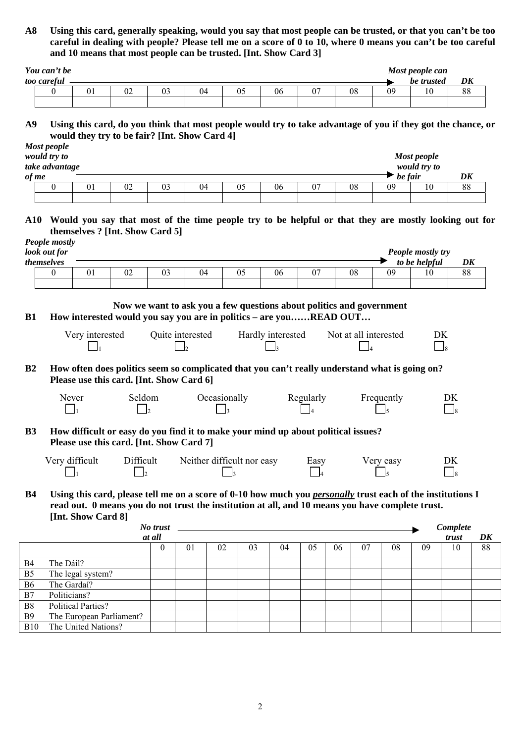**A8 Using this card, generally speaking, would you say that most people can be trusted, or that you can't be too careful in dealing with people? Please tell me on a score of 0 to 10, where 0 means you can't be too careful and 10 means that most people can be trusted. [Int. Show Card 3]**

*You can't be too careful* ——————————▶ *Most people can be trusted*

| 0 | 01 | 02 | 03 | 04 | 05 | 06 | 07 | 08 | 09 | 10 | DK 88 |
|---|---|---|---|---|---|---|---|---|---|---|---|
| | | | | | | | | | | | |

**A9 Using this card, do you think that most people would try to take advantage of you if they got the chance, or would they try to be fair? [Int. Show Card 4]**

*Most people would try to take advantage of me* ——————————▶ *Most people would try to be fair*

| 0 | 01 | 02 | 03 | 04 | 05 | 06 | 07 | 08 | 09 | 10 | DK 88 |
|---|---|---|---|---|---|---|---|---|---|---|---|
| | | | | | | | | | | | |

**A10 Would you say that most of the time people try to be helpful or that they are mostly looking out for themselves ? [Int. Show Card 5]**

*People mostly look out for themselves* ——————————▶ *People mostly try to be helpful*

| 0 | 01 | 02 | 03 | 04 | 05 | 06 | 07 | 08 | 09 | 10 | DK 88 |
|---|---|---|---|---|---|---|---|---|---|---|---|
| | | | | | | | | | | | |

**Now we want to ask you a few questions about politics and government**

**B1 How interested would you say you are in politics – are you……READ OUT…**

| Very interested | Quite interested | Hardly interested | Not at all interested | DK |
|---|---|---|---|---|
| ☐1 | ☐2 | ☐3 | ☐4 | ☐8 |

**B2 How often does politics seem so complicated that you can't really understand what is going on? Please use this card. [Int. Show Card 6]**

| Never | Seldom | Occasionally | Regularly | Frequently | DK |
|---|---|---|---|---|---|
| ☐1 | ☐2 | ☐3 | ☐4 | ☐5 | ☐8 |

**B3 How difficult or easy do you find it to make your mind up about political issues? Please use this card. [Int. Show Card 7]**

| Very difficult | Difficult | Neither difficult nor easy | Easy | Very easy | DK |
|---|---|---|---|---|---|
| ☐1 | ☐2 | ☐3 | ☐4 | ☐5 | ☐8 |

**B4 Using this card, please tell me on a score of 0-10 how much you *personally* trust each of the institutions I read out. 0 means you do not trust the institution at all, and 10 means you have complete trust. [Int. Show Card 8]**

*No trust at all* ——————————▶ *Complete trust*

| | | 0 | 01 | 02 | 03 | 04 | 05 | 06 | 07 | 08 | 09 | 10 | DK 88 |
|---|---|---|---|---|---|---|---|---|---|---|---|---|---|
| B4 | The Dáil? | | | | | | | | | | | | |
| B5 | The legal system? | | | | | | | | | | | | |
| B6 | The Gardaí? | | | | | | | | | | | | |
| B7 | Politicians? | | | | | | | | | | | | |
| B8 | Political Parties? | | | | | | | | | | | | |
| B9 | The European Parliament? | | | | | | | | | | | | |
| B10 | The United Nations? | | | | | | | | | | | | |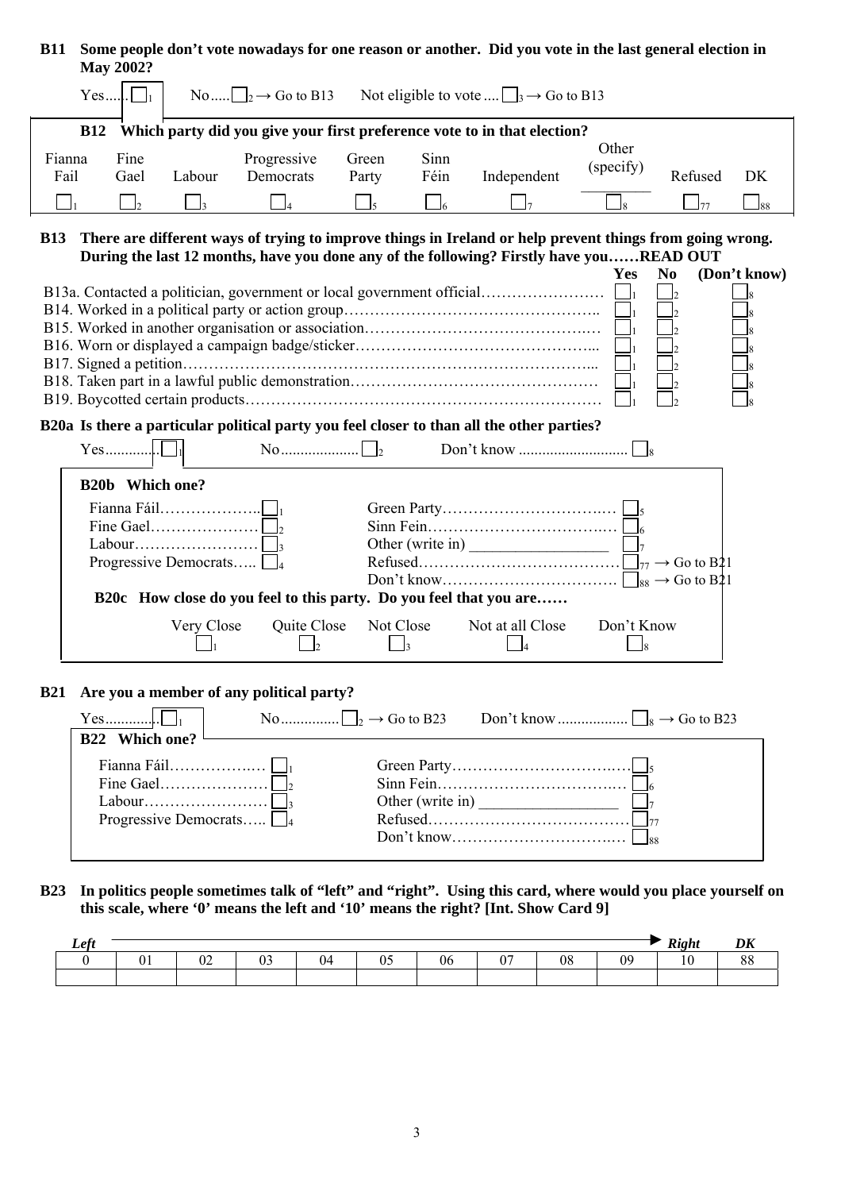**B11 Some people don't vote nowadays for one reason or another. Did you vote in the last general election in May 2002?**

Yes..... ☐1 No..... ☐2 → Go to B13 Not eligible to vote .... ☐3 → Go to B13

**B12 Which party did you give your first preference vote to in that election?**

| Fianna Fail | Fine Gael | Labour | Progressive Democrats | Green Party | Sinn Féin | Independent | Other (specify) ________ | Refused | DK |
|---|---|---|---|---|---|---|---|---|---|
| ☐1 | ☐2 | ☐3 | ☐4 | ☐5 | ☐6 | ☐7 | ☐8 | ☐77 | ☐88 |

**B13 There are different ways of trying to improve things in Ireland or help prevent things from going wrong. During the last 12 months, have you done any of the following? Firstly have you……READ OUT**

| | Yes | No | (Don't know) |
|---|---|---|---|
| B13a. Contacted a politician, government or local government official…………………… | ☐1 | ☐2 | ☐8 |
| B14. Worked in a political party or action group………………………………………….. | ☐1 | ☐2 | ☐8 |
| B15. Worked in another organisation or association…………………………………….… | ☐1 | ☐2 | ☐8 |
| B16. Worn or displayed a campaign badge/sticker……………………………………... | ☐1 | ☐2 | ☐8 |
| B17. Signed a petition………………………………………………………………... | ☐1 | ☐2 | ☐8 |
| B18. Taken part in a lawful public demonstration………………………………………… | ☐1 | ☐2 | ☐8 |
| B19. Boycotted certain products…………………………………………………………… | ☐1 | ☐2 | ☐8 |

**B20a Is there a particular political party you feel closer to than all the other parties?**

Yes.............. ☐1 No..................... ☐2 Don't know ............................ ☐8

**B20b Which one?**

- Fianna Fáil……………….. ☐1
- Fine Gael………………… ☐2
- Labour…………………… ☐3
- Progressive Democrats….. ☐4
- Green Party……………………………. ☐5
- Sinn Fein………………………………. ☐6
- Other (write in) _________________ ☐7
- Refused………………………………… ☐77 → Go to B21
- Don't know……………………………. ☐88 → Go to B21

**B20c How close do you feel to this party. Do you feel that you are……**

| Very Close | Quite Close | Not Close | Not at all Close | Don't Know |
|---|---|---|---|---|
| ☐1 | ☐2 | ☐3 | ☐4 | ☐8 |

**B21 Are you a member of any political party?**

Yes.............. ☐1 No............... ☐2 → Go to B23 Don't know .................. ☐8 → Go to B23

**B22 Which one?**

- Fianna Fáil……………….. ☐1
- Fine Gael………………… ☐2
- Labour…………………… ☐3
- Progressive Democrats….. ☐4
- Green Party……………………………. ☐5
- Sinn Fein………………………………. ☐6
- Other (write in) _________________ ☐7
- Refused………………………………… ☐77
- Don't know……………………………. ☐88

**B23 In politics people sometimes talk of "left" and "right". Using this card, where would you place yourself on this scale, where '0' means the left and '10' means the right? [Int. Show Card 9]**

| *Left* 0 | 01 | 02 | 03 | 04 | 05 | 06 | 07 | 08 | 09 | *Right* 10 | *DK* 88 |
|---|---|---|---|---|---|---|---|---|---|---|---|
| | | | | | | | | | | | |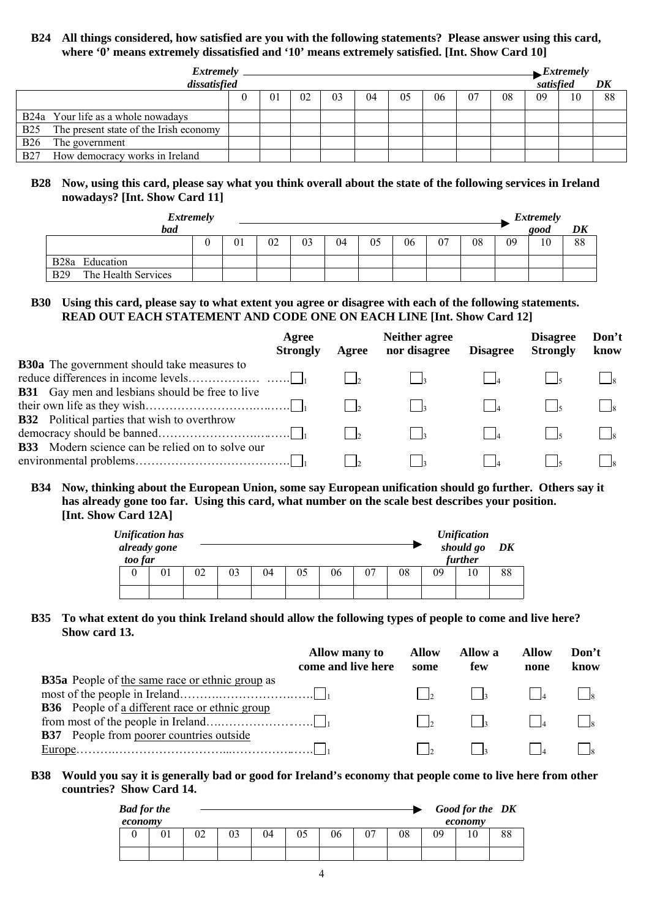**B24 All things considered, how satisfied are you with the following statements? Please answer using this card, where '0' means extremely dissatisfied and '10' means extremely satisfied. [Int. Show Card 10]**

| *Extremely dissatisfied* → *Extremely satisfied* | 0 | 01 | 02 | 03 | 04 | 05 | 06 | 07 | 08 | 09 | 10 | DK 88 |
|---|---|---|---|---|---|---|---|---|---|---|---|---|
| B24a Your life as a whole nowadays | | | | | | | | | | | | |
| B25 The present state of the Irish economy | | | | | | | | | | | | |
| B26 The government | | | | | | | | | | | | |
| B27 How democracy works in Ireland | | | | | | | | | | | | |

**B28 Now, using this card, please say what you think overall about the state of the following services in Ireland nowadays? [Int. Show Card 11]**

| *Extremely bad* → *Extremely good* | 0 | 01 | 02 | 03 | 04 | 05 | 06 | 07 | 08 | 09 | 10 | DK 88 |
|---|---|---|---|---|---|---|---|---|---|---|---|---|
| B28a Education | | | | | | | | | | | | |
| B29 The Health Services | | | | | | | | | | | | |

**B30 Using this card, please say to what extent you agree or disagree with each of the following statements. READ OUT EACH STATEMENT AND CODE ONE ON EACH LINE [Int. Show Card 12]**

| | Agree Strongly | Agree | Neither agree nor disagree | Disagree | Disagree Strongly | Don't know |
|---|---|---|---|---|---|---|
| **B30a** The government should take measures to reduce differences in income levels | ☐1 | ☐2 | ☐3 | ☐4 | ☐5 | ☐8 |
| **B31** Gay men and lesbians should be free to live their own life as they wish | ☐1 | ☐2 | ☐3 | ☐4 | ☐5 | ☐8 |
| **B32** Political parties that wish to overthrow democracy should be banned | ☐1 | ☐2 | ☐3 | ☐4 | ☐5 | ☐8 |
| **B33** Modern science can be relied on to solve our environmental problems | ☐1 | ☐2 | ☐3 | ☐4 | ☐5 | ☐8 |

**B34 Now, thinking about the European Union, some say European unification should go further. Others say it has already gone too far. Using this card, what number on the scale best describes your position. [Int. Show Card 12A]**

*Unification has already gone too far* → *Unification should go further*

| 0 | 01 | 02 | 03 | 04 | 05 | 06 | 07 | 08 | 09 | 10 | DK 88 |
|---|---|---|---|---|---|---|---|---|---|---|---|
| | | | | | | | | | | | |

**B35 To what extent do you think Ireland should allow the following types of people to come and live here? Show card 13.**

| | Allow many to come and live here | Allow some | Allow a few | Allow none | Don't know |
|---|---|---|---|---|---|
| **B35a** People of the same race or ethnic group as most of the people in Ireland | ☐1 | ☐2 | ☐3 | ☐4 | ☐8 |
| **B36** People of a different race or ethnic group from most of the people in Ireland | ☐1 | ☐2 | ☐3 | ☐4 | ☐8 |
| **B37** People from poorer countries outside Europe | ☐1 | ☐2 | ☐3 | ☐4 | ☐8 |

**B38 Would you say it is generally bad or good for Ireland's economy that people come to live here from other countries? Show Card 14.**

*Bad for the economy* → *Good for the economy*

| 0 | 01 | 02 | 03 | 04 | 05 | 06 | 07 | 08 | 09 | 10 | DK 88 |
|---|---|---|---|---|---|---|---|---|---|---|---|
| | | | | | | | | | | | |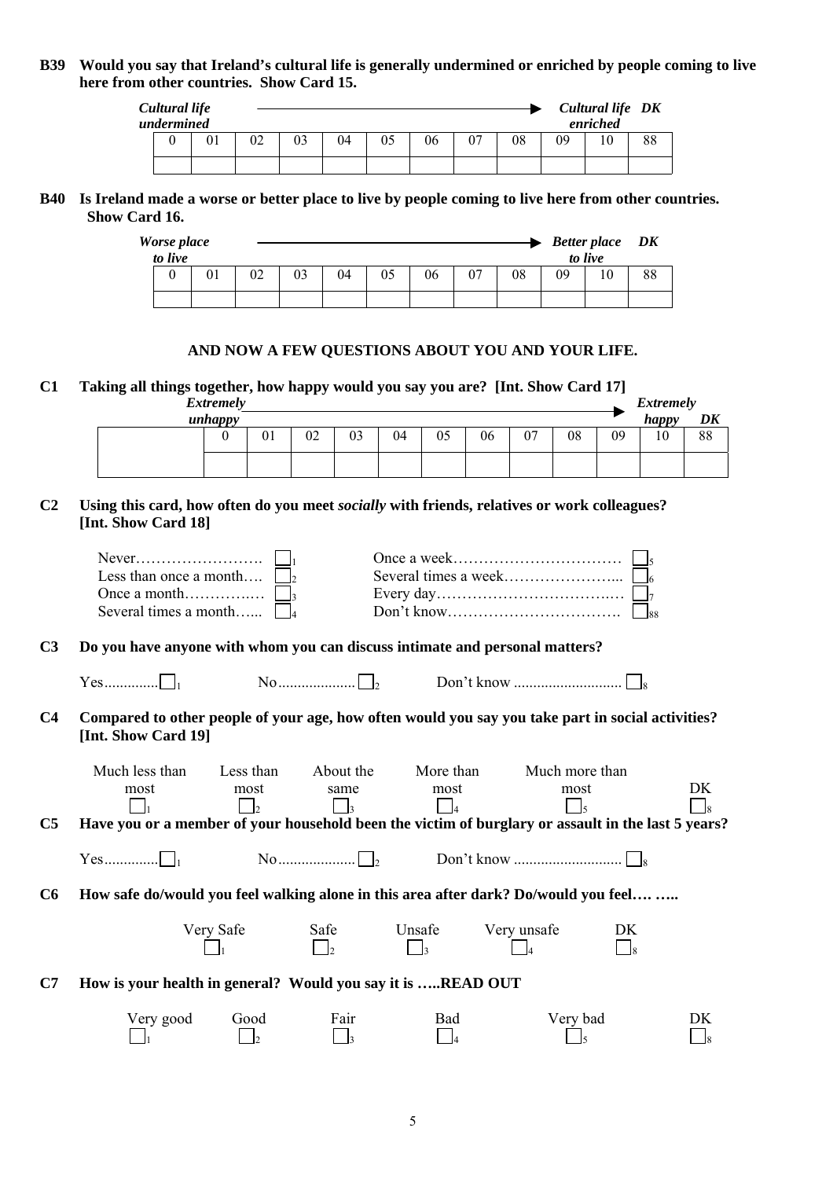**B39 Would you say that Ireland's cultural life is generally undermined or enriched by people coming to live here from other countries. Show Card 15.**

| *Cultural life undermined* | | | | | | | | | | *Cultural life enriched* | *DK* |
|---|---|---|---|---|---|---|---|---|---|---|---|
| 0 | 01 | 02 | 03 | 04 | 05 | 06 | 07 | 08 | 09 | 10 | 88 |
| | | | | | | | | | | | |

**B40 Is Ireland made a worse or better place to live by people coming to live here from other countries. Show Card 16.**

| *Worse place to live* | | | | | | | | | | *Better place to live* | *DK* |
|---|---|---|---|---|---|---|---|---|---|---|---|
| 0 | 01 | 02 | 03 | 04 | 05 | 06 | 07 | 08 | 09 | 10 | 88 |
| | | | | | | | | | | | |

**AND NOW A FEW QUESTIONS ABOUT YOU AND YOUR LIFE.**

**C1 Taking all things together, how happy would you say you are? [Int. Show Card 17]**

| | *Extremely unhappy* | | | | | | | | | | *Extremely happy* | *DK* |
|---|---|---|---|---|---|---|---|---|---|---|---|---|
| | 0 | 01 | 02 | 03 | 04 | 05 | 06 | 07 | 08 | 09 | 10 | 88 |
| | | | | | | | | | | | | |

**C2 Using this card, how often do you meet *socially* with friends, relatives or work colleagues? [Int. Show Card 18]**

- Never………………………. ☐ 1
- Less than once a month…. ☐ 2
- Once a month……………. ☐ 3
- Several times a month…... ☐ 4
- Once a week…………………………… ☐ 5
- Several times a week………………….. ☐ 6
- Every day……………………………… ☐ 7
- Don't know……………………………. ☐ 88

**C3 Do you have anyone with whom you can discuss intimate and personal matters?**

Yes.............. ☐ 1  No.................... ☐ 2  Don't know ........................... ☐ 8

**C4 Compared to other people of your age, how often would you say you take part in social activities? [Int. Show Card 19]**

| Much less than most | Less than most | About the same | More than most | Much more than most | DK |
|---|---|---|---|---|---|
| ☐ 1 | ☐ 2 | ☐ 3 | ☐ 4 | ☐ 5 | ☐ 8 |

**C5 Have you or a member of your household been the victim of burglary or assault in the last 5 years?**

Yes.............. ☐ 1  No.................... ☐ 2  Don't know ........................... ☐ 8

**C6 How safe do/would you feel walking alone in this area after dark? Do/would you feel…. …..**

| Very Safe | Safe | Unsafe | Very unsafe | DK |
|---|---|---|---|---|
| ☐ 1 | ☐ 2 | ☐ 3 | ☐ 4 | ☐ 8 |

**C7 How is your health in general? Would you say it is …..READ OUT**

| Very good | Good | Fair | Bad | Very bad | DK |
|---|---|---|---|---|---|
| ☐ 1 | ☐ 2 | ☐ 3 | ☐ 4 | ☐ 5 | ☐ 8 |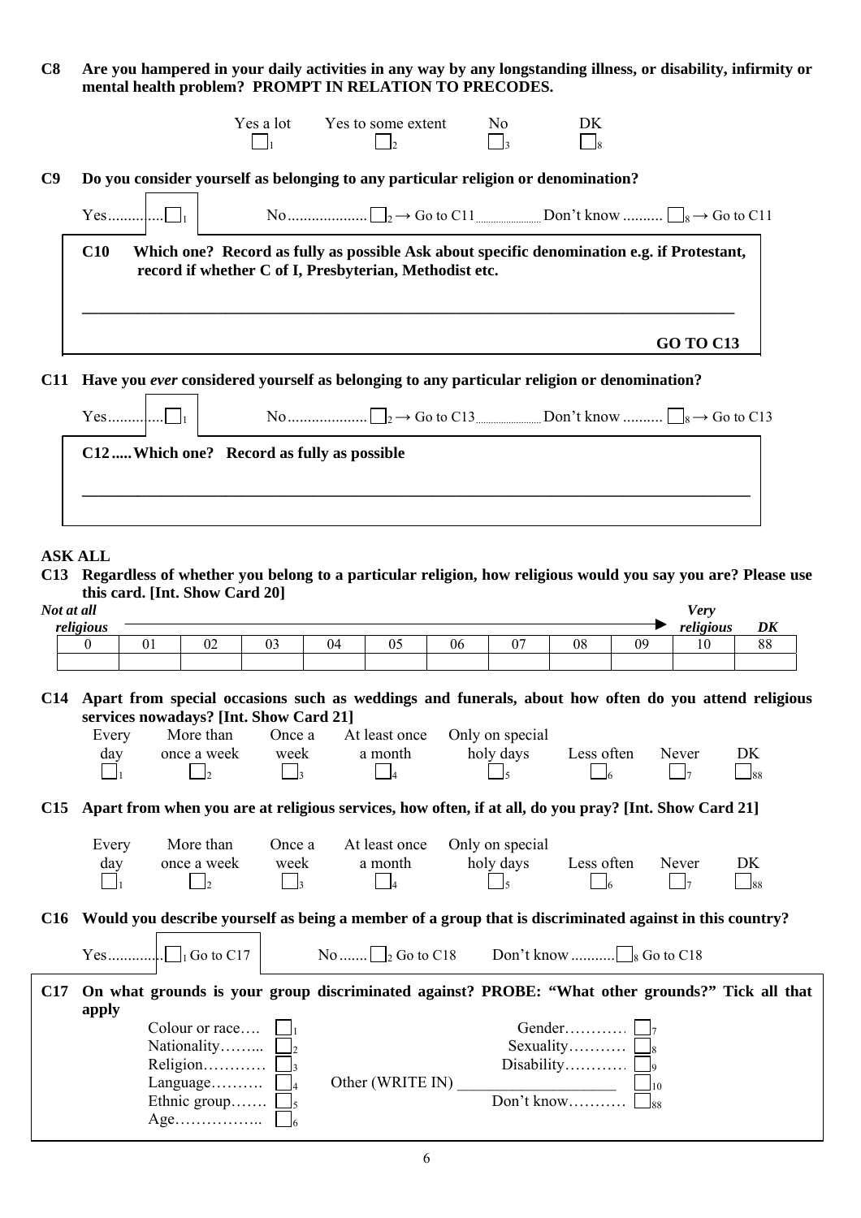**C8 Are you hampered in your daily activities in any way by any longstanding illness, or disability, infirmity or mental health problem? PROMPT IN RELATION TO PRECODES.**

| Yes a lot | Yes to some extent | No | DK |
|---|---|---|---|
| ☐ 1 | ☐ 2 | ☐ 3 | ☐ 8 |

**C9 Do you consider yourself as belonging to any particular religion or denomination?**

Yes.............. ☐ 1 &nbsp;&nbsp;&nbsp; No.................... ☐ 2 → Go to C11 &nbsp;&nbsp;&nbsp; Don't know .......... ☐ 8 → Go to C11

**C10 Which one? Record as fully as possible Ask about specific denomination e.g. if Protestant, record if whether C of I, Presbyterian, Methodist etc.**

______________________________________________________________________

**GO TO C13**

**C11 Have you *ever* considered yourself as belonging to any particular religion or denomination?**

Yes.............. ☐ 1 &nbsp;&nbsp;&nbsp; No.................... ☐ 2 → Go to C13 &nbsp;&nbsp;&nbsp; Don't know .......... ☐ 8 → Go to C13

**C12 ..... Which one? Record as fully as possible**

______________________________________________________________________

**ASK ALL**

**C13 Regardless of whether you belong to a particular religion, how religious would you say you are? Please use this card. [Int. Show Card 20]**

| ***Not at all religious*** | | | | | | | | | | ***Very religious*** | ***DK*** |
|---|---|---|---|---|---|---|---|---|---|---|---|
| 0 | 01 | 02 | 03 | 04 | 05 | 06 | 07 | 08 | 09 | 10 | 88 |
| | | | | | | | | | | | |

**C14 Apart from special occasions such as weddings and funerals, about how often do you attend religious services nowadays? [Int. Show Card 21]**

| Every day | More than once a week | Once a week | At least once a month | Only on special holy days | Less often | Never | DK |
|---|---|---|---|---|---|---|---|
| ☐ 1 | ☐ 2 | ☐ 3 | ☐ 4 | ☐ 5 | ☐ 6 | ☐ 7 | ☐ 88 |

**C15 Apart from when you are at religious services, how often, if at all, do you pray? [Int. Show Card 21]**

| Every day | More than once a week | Once a week | At least once a month | Only on special holy days | Less often | Never | DK |
|---|---|---|---|---|---|---|---|
| ☐ 1 | ☐ 2 | ☐ 3 | ☐ 4 | ☐ 5 | ☐ 6 | ☐ 7 | ☐ 88 |

**C16 Would you describe yourself as being a member of a group that is discriminated against in this country?**

Yes.............. ☐ 1 Go to C17 &nbsp;&nbsp;&nbsp; No ....... ☐ 2 Go to C18 &nbsp;&nbsp;&nbsp; Don't know ........... ☐ 8 Go to C18

**C17 On what grounds is your group discriminated against? PROBE: "What other grounds?" Tick all that apply**

- Colour or race…. ☐ 1
- Nationality…….. ☐ 2
- Religion………… ☐ 3
- Language………. ☐ 4
- Ethnic group……. ☐ 5
- Age…………….. ☐ 6
- Gender………… ☐ 7
- Sexuality………. ☐ 8
- Disability………… ☐ 9
- Other (WRITE IN) ____________________ ☐ 10
- Don't know……….. ☐ 88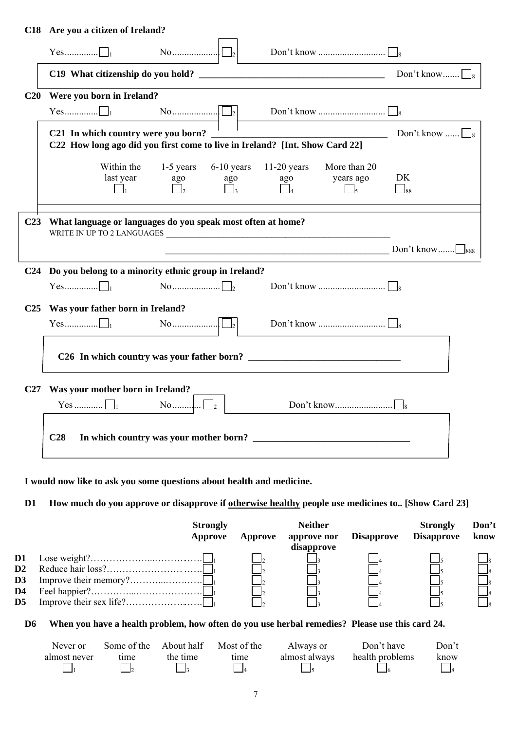**C18 Are you a citizen of Ireland?**

Yes............☐1 No..................☐2 Don't know ..........................☐8

**C19 What citizenship do you hold?** ______________________________________ Don't know.......☐8

**C20 Were you born in Ireland?**

Yes............☐1 No..................☐2 Don't know ..........................☐8

**C21 In which country were you born?** ______________________________________ Don't know ......☐8

**C22 How long ago did you first come to live in Ireland? [Int. Show Card 22]**

| Within the last year | 1-5 years ago | 6-10 years ago | 11-20 years ago | More than 20 years ago | DK |
|---|---|---|---|---|---|
| ☐1 | ☐2 | ☐3 | ☐4 | ☐5 | ☐88 |

**C23 What language or languages do you speak most often at home?**

WRITE IN UP TO 2 LANGUAGES ______________________________________

______________________________________ Don't know.......☐888

**C24 Do you belong to a minority ethnic group in Ireland?**

Yes............☐1 No..................☐2 Don't know ..........................☐8

**C25 Was your father born in Ireland?**

Yes............☐1 No..................☐2 Don't know ..........................☐8

**C26 In which country was your father born?** ______________________________________

**C27 Was your mother born in Ireland?**

Yes ...........☐1 No...........☐2 Don't know.......................☐8

**C28 In which country was your mother born?** ______________________________________

**I would now like to ask you some questions about health and medicine.**

**D1 How much do you approve or disapprove if otherwise healthy people use medicines to.. [Show Card 23]**

| | | Strongly Approve | Approve | Neither approve nor disapprove | Disapprove | Strongly Disapprove | Don't know |
|---|---|---|---|---|---|---|---|
| **D1** | Lose weight? | ☐1 | ☐2 | ☐3 | ☐4 | ☐5 | ☐8 |
| **D2** | Reduce hair loss? | ☐1 | ☐2 | ☐3 | ☐4 | ☐5 | ☐8 |
| **D3** | Improve their memory? | ☐1 | ☐2 | ☐3 | ☐4 | ☐5 | ☐8 |
| **D4** | Feel happier? | ☐1 | ☐2 | ☐3 | ☐4 | ☐5 | ☐8 |
| **D5** | Improve their sex life? | ☐1 | ☐2 | ☐3 | ☐4 | ☐5 | ☐8 |

**D6 When you have a health problem, how often do you use herbal remedies? Please use this card 24.**

| Never or almost never | Some of the time | About half the time | Most of the time | Always or almost always | Don't have health problems | Don't know |
|---|---|---|---|---|---|---|
| ☐1 | ☐2 | ☐3 | ☐4 | ☐5 | ☐6 | ☐8 |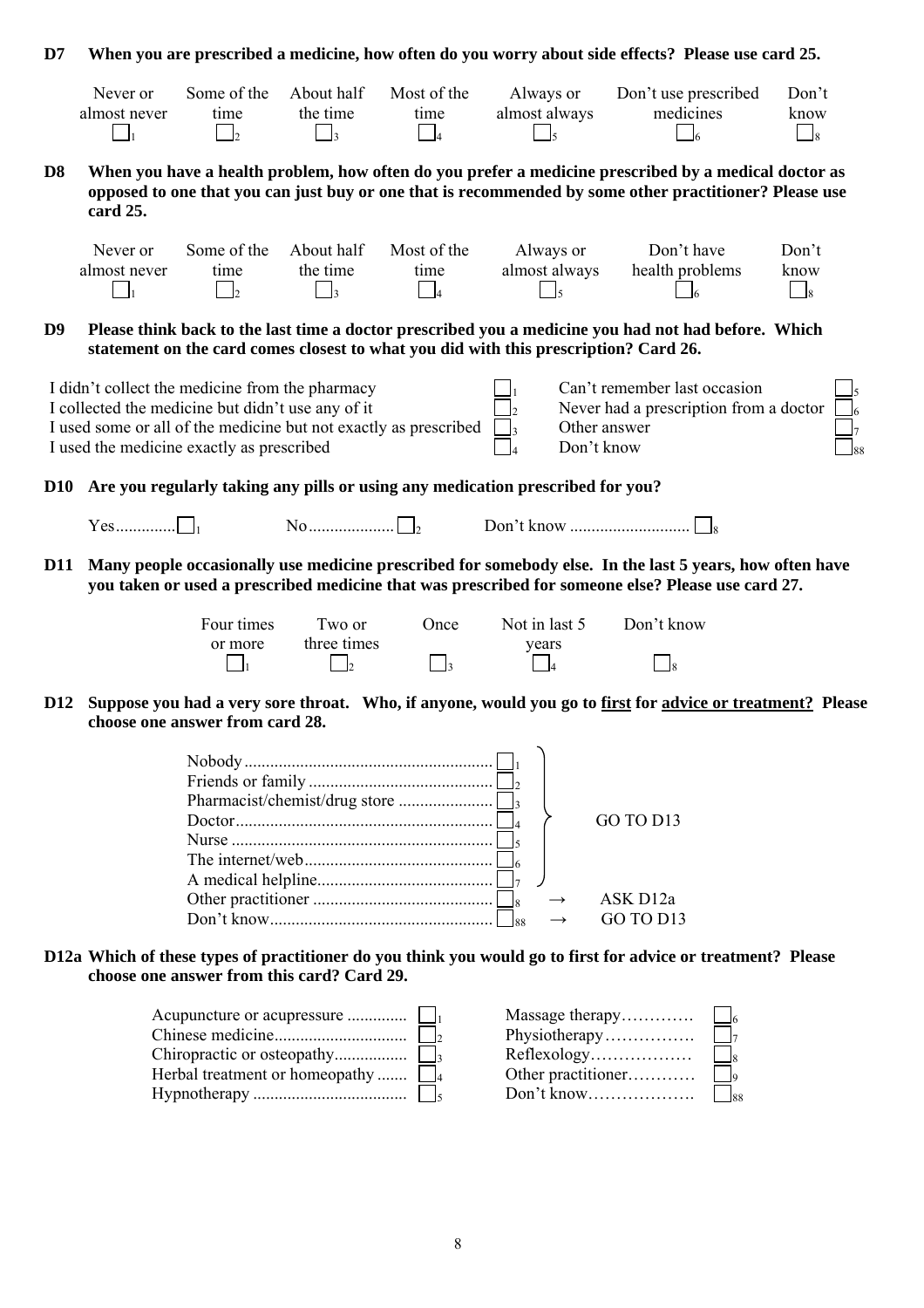**D7 When you are prescribed a medicine, how often do you worry about side effects? Please use card 25.**

| Never or almost never | Some of the time | About half the time | Most of the time | Always or almost always | Don't use prescribed medicines | Don't know |
|---|---|---|---|---|---|---|
| ☐1 | ☐2 | ☐3 | ☐4 | ☐5 | ☐6 | ☐8 |

**D8 When you have a health problem, how often do you prefer a medicine prescribed by a medical doctor as opposed to one that you can just buy or one that is recommended by some other practitioner? Please use card 25.**

| Never or almost never | Some of the time | About half the time | Most of the time | Always or almost always | Don't have health problems | Don't know |
|---|---|---|---|---|---|---|
| ☐1 | ☐2 | ☐3 | ☐4 | ☐5 | ☐6 | ☐8 |

**D9 Please think back to the last time a doctor prescribed you a medicine you had not had before. Which statement on the card comes closest to what you did with this prescription? Card 26.**

| | | | |
|---|---|---|---|
| I didn't collect the medicine from the pharmacy | ☐1 | Can't remember last occasion | ☐5 |
| I collected the medicine but didn't use any of it | ☐2 | Never had a prescription from a doctor | ☐6 |
| I used some or all of the medicine but not exactly as prescribed | ☐3 | Other answer | ☐7 |
| I used the medicine exactly as prescribed | ☐4 | Don't know | ☐88 |

**D10 Are you regularly taking any pills or using any medication prescribed for you?**

Yes.............☐1 No...................☐2 Don't know ...........................☐8

**D11 Many people occasionally use medicine prescribed for somebody else. In the last 5 years, how often have you taken or used a prescribed medicine that was prescribed for someone else? Please use card 27.**

| Four times or more | Two or three times | Once | Not in last 5 years | Don't know |
|---|---|---|---|---|
| ☐1 | ☐2 | ☐3 | ☐4 | ☐8 |

**D12 Suppose you had a very sore throat. Who, if anyone, would you go to first for advice or treatment? Please choose one answer from card 28.**

| | | |
|---|---|---|
| Nobody | ☐1 | GO TO D13 |
| Friends or family | ☐2 | GO TO D13 |
| Pharmacist/chemist/drug store | ☐3 | GO TO D13 |
| Doctor | ☐4 | GO TO D13 |
| Nurse | ☐5 | GO TO D13 |
| The internet/web | ☐6 | GO TO D13 |
| A medical helpline | ☐7 | GO TO D13 |
| Other practitioner | ☐8 | → ASK D12a |
| Don't know | ☐88 | → GO TO D13 |

**D12a Which of these types of practitioner do you think you would go to first for advice or treatment? Please choose one answer from this card? Card 29.**

| | | | |
|---|---|---|---|
| Acupuncture or acupressure | ☐1 | Massage therapy | ☐6 |
| Chinese medicine | ☐2 | Physiotherapy | ☐7 |
| Chiropractic or osteopathy | ☐3 | Reflexology | ☐8 |
| Herbal treatment or homeopathy | ☐4 | Other practitioner | ☐9 |
| Hypnotherapy | ☐5 | Don't know | ☐88 |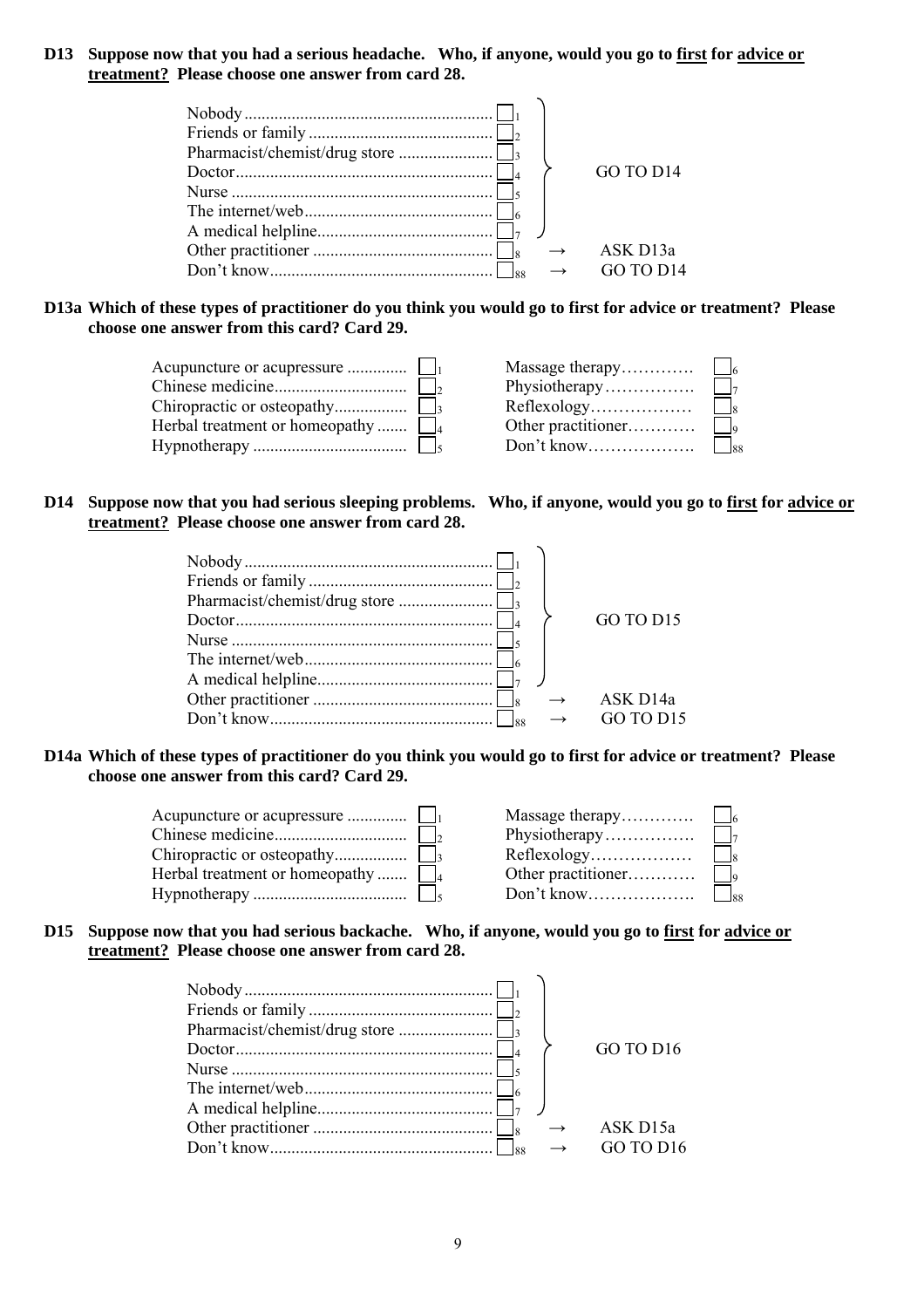**D13 Suppose now that you had a serious headache. Who, if anyone, would you go to <u>first</u> for <u>advice or treatment?</u> Please choose one answer from card 28.**

| Response | Code | Routing |
|---|---|---|
| Nobody | ☐ 1 | GO TO D14 |
| Friends or family | ☐ 2 | |
| Pharmacist/chemist/drug store | ☐ 3 | |
| Doctor | ☐ 4 | |
| Nurse | ☐ 5 | |
| The internet/web | ☐ 6 | |
| A medical helpline | ☐ 7 | |
| Other practitioner | ☐ 8 | → ASK D13a |
| Don't know | ☐ 88 | → GO TO D14 |

**D13a Which of these types of practitioner do you think you would go to first for advice or treatment? Please choose one answer from this card? Card 29.**

| Practitioner | Code | Practitioner | Code |
|---|---|---|---|
| Acupuncture or acupressure | ☐ 1 | Massage therapy | ☐ 6 |
| Chinese medicine | ☐ 2 | Physiotherapy | ☐ 7 |
| Chiropractic or osteopathy | ☐ 3 | Reflexology | ☐ 8 |
| Herbal treatment or homeopathy | ☐ 4 | Other practitioner | ☐ 9 |
| Hypnotherapy | ☐ 5 | Don't know | ☐ 88 |

**D14 Suppose now that you had serious sleeping problems. Who, if anyone, would you go to <u>first</u> for <u>advice or treatment?</u> Please choose one answer from card 28.**

| Response | Code | Routing |
|---|---|---|
| Nobody | ☐ 1 | GO TO D15 |
| Friends or family | ☐ 2 | |
| Pharmacist/chemist/drug store | ☐ 3 | |
| Doctor | ☐ 4 | |
| Nurse | ☐ 5 | |
| The internet/web | ☐ 6 | |
| A medical helpline | ☐ 7 | |
| Other practitioner | ☐ 8 | → ASK D14a |
| Don't know | ☐ 88 | → GO TO D15 |

**D14a Which of these types of practitioner do you think you would go to first for advice or treatment? Please choose one answer from this card? Card 29.**

| Practitioner | Code | Practitioner | Code |
|---|---|---|---|
| Acupuncture or acupressure | ☐ 1 | Massage therapy | ☐ 6 |
| Chinese medicine | ☐ 2 | Physiotherapy | ☐ 7 |
| Chiropractic or osteopathy | ☐ 3 | Reflexology | ☐ 8 |
| Herbal treatment or homeopathy | ☐ 4 | Other practitioner | ☐ 9 |
| Hypnotherapy | ☐ 5 | Don't know | ☐ 88 |

**D15 Suppose now that you had serious backache. Who, if anyone, would you go to <u>first</u> for <u>advice or treatment?</u> Please choose one answer from card 28.**

| Response | Code | Routing |
|---|---|---|
| Nobody | ☐ 1 | GO TO D16 |
| Friends or family | ☐ 2 | |
| Pharmacist/chemist/drug store | ☐ 3 | |
| Doctor | ☐ 4 | |
| Nurse | ☐ 5 | |
| The internet/web | ☐ 6 | |
| A medical helpline | ☐ 7 | |
| Other practitioner | ☐ 8 | → ASK D15a |
| Don't know | ☐ 88 | → GO TO D16 |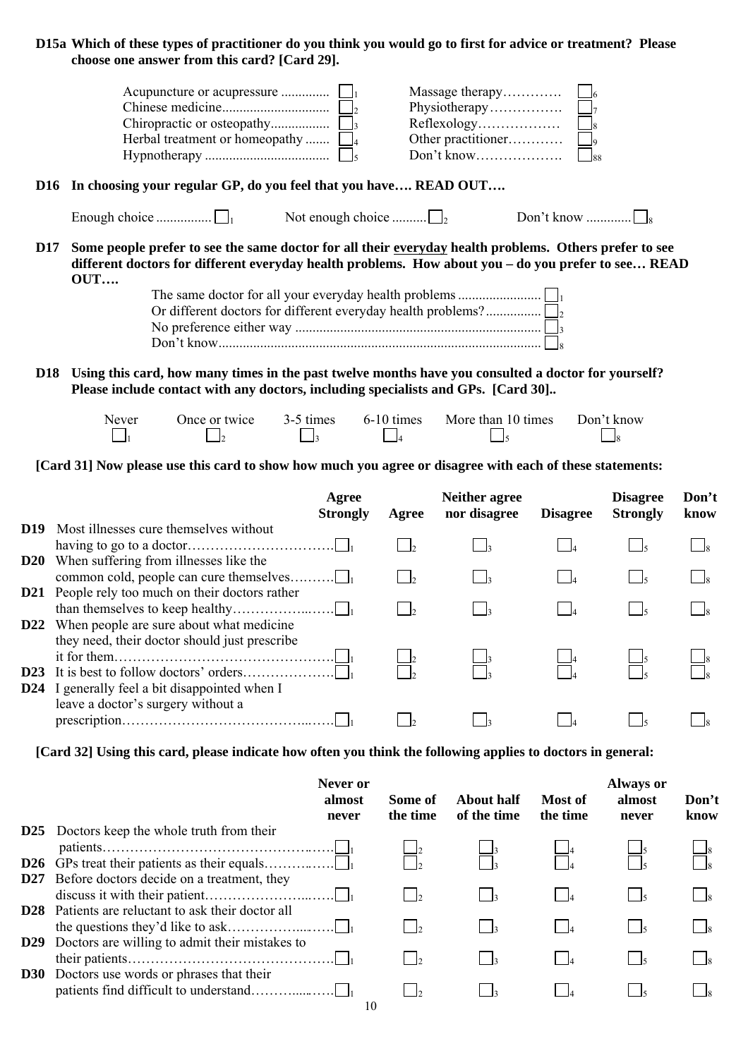**D15a Which of these types of practitioner do you think you would go to first for advice or treatment? Please choose one answer from this card? [Card 29].**

| | | | |
|---|---|---|---|
| Acupuncture or acupressure | ☐1 | Massage therapy | ☐6 |
| Chinese medicine | ☐2 | Physiotherapy | ☐7 |
| Chiropractic or osteopathy | ☐3 | Reflexology | ☐8 |
| Herbal treatment or homeopathy | ☐4 | Other practitioner | ☐9 |
| Hypnotherapy | ☐5 | Don't know | ☐88 |

**D16 In choosing your regular GP, do you feel that you have…. READ OUT….**

Enough choice ☐1  Not enough choice ☐2  Don't know ☐8

**D17 Some people prefer to see the same doctor for all their <u>everyday</u> health problems. Others prefer to see different doctors for different everyday health problems. How about you – do you prefer to see… READ OUT….**

- The same doctor for all your everyday health problems ☐1
- Or different doctors for different everyday health problems? ☐2
- No preference either way ☐3
- Don't know ☐8

**D18 Using this card, how many times in the past twelve months have you consulted a doctor for yourself? Please include contact with any doctors, including specialists and GPs. [Card 30]..**

| Never | Once or twice | 3-5 times | 6-10 times | More than 10 times | Don't know |
|---|---|---|---|---|---|
| ☐1 | ☐2 | ☐3 | ☐4 | ☐5 | ☐8 |

**[Card 31] Now please use this card to show how much you agree or disagree with each of these statements:**

| | | Agree Strongly | Agree | Neither agree nor disagree | Disagree | Disagree Strongly | Don't know |
|---|---|---|---|---|---|---|---|
| **D19** | Most illnesses cure themselves without having to go to a doctor | ☐1 | ☐2 | ☐3 | ☐4 | ☐5 | ☐8 |
| **D20** | When suffering from illnesses like the common cold, people can cure themselves | ☐1 | ☐2 | ☐3 | ☐4 | ☐5 | ☐8 |
| **D21** | People rely too much on their doctors rather than themselves to keep healthy | ☐1 | ☐2 | ☐3 | ☐4 | ☐5 | ☐8 |
| **D22** | When people are sure about what medicine they need, their doctor should just prescribe it for them | ☐1 | ☐2 | ☐3 | ☐4 | ☐5 | ☐8 |
| **D23** | It is best to follow doctors' orders | ☐1 | ☐2 | ☐3 | ☐4 | ☐5 | ☐8 |
| **D24** | I generally feel a bit disappointed when I leave a doctor's surgery without a prescription | ☐1 | ☐2 | ☐3 | ☐4 | ☐5 | ☐8 |

**[Card 32] Using this card, please indicate how often you think the following applies to doctors in general:**

| | | Never or almost never | Some of the time | About half of the time | Most of the time | Always or almost never | Don't know |
|---|---|---|---|---|---|---|---|
| **D25** | Doctors keep the whole truth from their patients | ☐1 | ☐2 | ☐3 | ☐4 | ☐5 | ☐8 |
| **D26** | GPs treat their patients as their equals | ☐1 | ☐2 | ☐3 | ☐4 | ☐5 | ☐8 |
| **D27** | Before doctors decide on a treatment, they discuss it with their patient | ☐1 | ☐2 | ☐3 | ☐4 | ☐5 | ☐8 |
| **D28** | Patients are reluctant to ask their doctor all the questions they'd like to ask | ☐1 | ☐2 | ☐3 | ☐4 | ☐5 | ☐8 |
| **D29** | Doctors are willing to admit their mistakes to their patients | ☐1 | ☐2 | ☐3 | ☐4 | ☐5 | ☐8 |
| **D30** | Doctors use words or phrases that their patients find difficult to understand | ☐1 | ☐2 | ☐3 | ☐4 | ☐5 | ☐8 |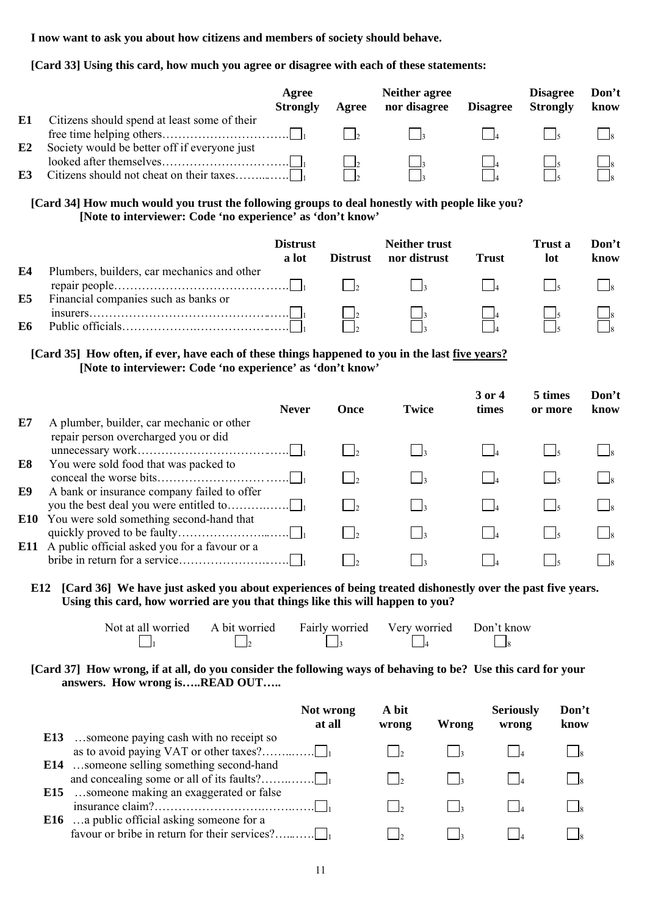**I now want to ask you about how citizens and members of society should behave.**

**[Card 33] Using this card, how much you agree or disagree with each of these statements:**

| | | Agree Strongly | Agree | Neither agree nor disagree | Disagree | Disagree Strongly | Don't know |
|---|---|---|---|---|---|---|---|
| **E1** | Citizens should spend at least some of their free time helping others…………………………. | ☐1 | ☐2 | ☐3 | ☐4 | ☐5 | ☐8 |
| **E2** | Society would be better off if everyone just looked after themselves…………………………. | ☐1 | ☐2 | ☐3 | ☐4 | ☐5 | ☐8 |
| **E3** | Citizens should not cheat on their taxes……..……. | ☐1 | ☐2 | ☐3 | ☐4 | ☐5 | ☐8 |

**[Card 34] How much would you trust the following groups to deal honestly with people like you?**
**[Note to interviewer: Code 'no experience' as 'don't know'**

| | | Distrust a lot | Distrust | Neither trust nor distrust | Trust | Trust a lot | Don't know |
|---|---|---|---|---|---|---|---|
| **E4** | Plumbers, builders, car mechanics and other repair people……………………………………. | ☐1 | ☐2 | ☐3 | ☐4 | ☐5 | ☐8 |
| **E5** | Financial companies such as banks or insurers…………………………………………..……. | ☐1 | ☐2 | ☐3 | ☐4 | ☐5 | ☐8 |
| **E6** | Public officials…………………..…………………..……. | ☐1 | ☐2 | ☐3 | ☐4 | ☐5 | ☐8 |

**[Card 35] How often, if ever, have each of these things happened to you in the last five years?**
**[Note to interviewer: Code 'no experience' as 'don't know'**

| | | Never | Once | Twice | 3 or 4 times | 5 times or more | Don't know |
|---|---|---|---|---|---|---|---|
| **E7** | A plumber, builder, car mechanic or other repair person overcharged you or did unnecessary work……………………………..……. | ☐1 | ☐2 | ☐3 | ☐4 | ☐5 | ☐8 |
| **E8** | You were sold food that was packed to conceal the worse bits………………………… ……. | ☐1 | ☐2 | ☐3 | ☐4 | ☐5 | ☐8 |
| **E9** | A bank or insurance company failed to offer you the best deal you were entitled to……….……. | ☐1 | ☐2 | ☐3 | ☐4 | ☐5 | ☐8 |
| **E10** | You were sold something second-hand that quickly proved to be faulty…………………..……. | ☐1 | ☐2 | ☐3 | ☐4 | ☐5 | ☐8 |
| **E11** | A public official asked you for a favour or a bribe in return for a service……………………..……. | ☐1 | ☐2 | ☐3 | ☐4 | ☐5 | ☐8 |

**E12 [Card 36] We have just asked you about experiences of being treated dishonestly over the past five years. Using this card, how worried are you that things like this will happen to you?**

| Not at all worried | A bit worried | Fairly worried | Very worried | Don't know |
|---|---|---|---|---|
| ☐1 | ☐2 | ☐3 | ☐4 | ☐8 |

**[Card 37] How wrong, if at all, do you consider the following ways of behaving to be? Use this card for your answers. How wrong is…..READ OUT…..**

| | | Not wrong at all | A bit wrong | Wrong | Seriously wrong | Don't know |
|---|---|---|---|---|---|---|
| **E13** | …someone paying cash with no receipt so as to avoid paying VAT or other taxes?……..……. | ☐1 | ☐2 | ☐3 | ☐4 | ☐8 |
| **E14** | …someone selling something second-hand and concealing some or all of its faults?……..……. | ☐1 | ☐2 | ☐3 | ☐4 | ☐8 |
| **E15** | …someone making an exaggerated or false insurance claim?……………………..……..……. | ☐1 | ☐2 | ☐3 | ☐4 | ☐8 |
| **E16** | …a public official asking someone for a favour or bribe in return for their services?…..……. | ☐1 | ☐2 | ☐3 | ☐4 | ☐8 |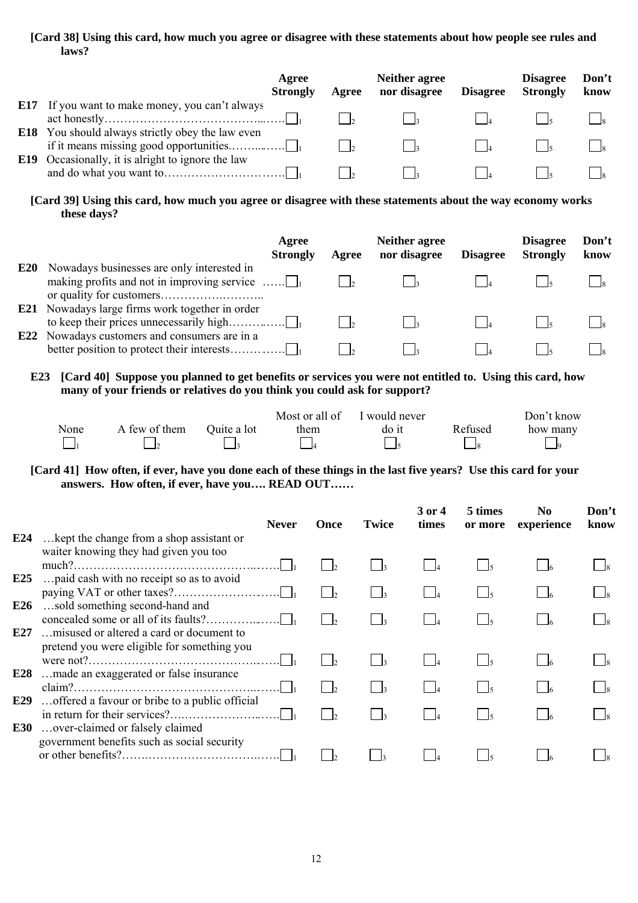**[Card 38] Using this card, how much you agree or disagree with these statements about how people see rules and laws?**

| | | Agree Strongly | Agree | Neither agree nor disagree | Disagree | Disagree Strongly | Don't know |
|---|---|---|---|---|---|---|---|
| **E17** | If you want to make money, you can't always act honestly………………………………….…… | ☐1 | ☐2 | ☐3 | ☐4 | ☐5 | ☐8 |
| **E18** | You should always strictly obey the law even if it means missing good opportunities.……..…… | ☐1 | ☐2 | ☐3 | ☐4 | ☐5 | ☐8 |
| **E19** | Occasionally, it is alright to ignore the law and do what you want to………………………… | ☐1 | ☐2 | ☐3 | ☐4 | ☐5 | ☐8 |

**[Card 39] Using this card, how much you agree or disagree with these statements about the way economy works these days?**

| | | Agree Strongly | Agree | Neither agree nor disagree | Disagree | Disagree Strongly | Don't know |
|---|---|---|---|---|---|---|---|
| **E20** | Nowadays businesses are only interested in making profits and not in improving service …… or quality for customers…………….……….. | ☐1 | ☐2 | ☐3 | ☐4 | ☐5 | ☐8 |
| **E21** | Nowadays large firms work together in order to keep their prices unnecessarily high……….…… | ☐1 | ☐2 | ☐3 | ☐4 | ☐5 | ☐8 |
| **E22** | Nowadays customers and consumers are in a better position to protect their interests…………… | ☐1 | ☐2 | ☐3 | ☐4 | ☐5 | ☐8 |

**E23 [Card 40] Suppose you planned to get benefits or services you were not entitled to. Using this card, how many of your friends or relatives do you think you could ask for support?**

| None | A few of them | Quite a lot | Most or all of them | I would never do it | Refused | Don't know how many |
|---|---|---|---|---|---|---|
| ☐1 | ☐2 | ☐3 | ☐4 | ☐5 | ☐8 | ☐9 |

**[Card 41] How often, if ever, have you done each of these things in the last five years? Use this card for your answers. How often, if ever, have you…. READ OUT……**

| | | Never | Once | Twice | 3 or 4 times | 5 times or more | No experience | Don't know |
|---|---|---|---|---|---|---|---|---|
| **E24** | …kept the change from a shop assistant or waiter knowing they had given you too much?………………………………………..…… | ☐1 | ☐2 | ☐3 | ☐4 | ☐5 | ☐6 | ☐8 |
| **E25** | …paid cash with no receipt so as to avoid paying VAT or other taxes?……………………..…… | ☐1 | ☐2 | ☐3 | ☐4 | ☐5 | ☐6 | ☐8 |
| **E26** | …sold something second-hand and concealed some or all of its faults?…………..…… | ☐1 | ☐2 | ☐3 | ☐4 | ☐5 | ☐6 | ☐8 |
| **E27** | …misused or altered a card or document to pretend you were eligible for something you were not?……………………………………..…… | ☐1 | ☐2 | ☐3 | ☐4 | ☐5 | ☐6 | ☐8 |
| **E28** | …made an exaggerated or false insurance claim?………………………………………..…… | ☐1 | ☐2 | ☐3 | ☐4 | ☐5 | ☐6 | ☐8 |
| **E29** | …offered a favour or bribe to a public official in return for their services?….…………………..…… | ☐1 | ☐2 | ☐3 | ☐4 | ☐5 | ☐6 | ☐8 |
| **E30** | …over-claimed or falsely claimed government benefits such as social security or other benefits?…….……………………….…… | ☐1 | ☐2 | ☐3 | ☐4 | ☐5 | ☐6 | ☐8 |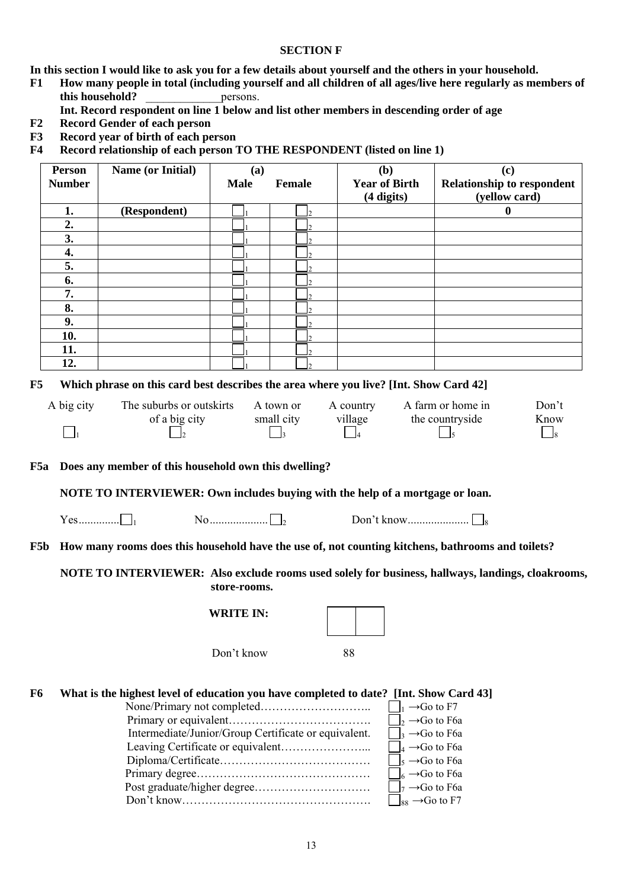## SECTION F

**In this section I would like to ask you for a few details about yourself and the others in your household.**

**F1 How many people in total (including yourself and all children of all ages/live here regularly as members of this household?** _____________persons.

**Int. Record respondent on line 1 below and list other members in descending order of age**

**F2 Record Gender of each person**

**F3 Record year of birth of each person**

**F4 Record relationship of each person TO THE RESPONDENT (listed on line 1)**

| Person Number | Name (or Initial) | (a) Male | Female | (b) Year of Birth (4 digits) | (c) Relationship to respondent (yellow card) |
|---|---|---|---|---|---|
| 1. | (Respondent) | ☐1 | ☐2 | | 0 |
| 2. | | ☐1 | ☐2 | | |
| 3. | | ☐1 | ☐2 | | |
| 4. | | ☐1 | ☐2 | | |
| 5. | | ☐1 | ☐2 | | |
| 6. | | ☐1 | ☐2 | | |
| 7. | | ☐1 | ☐2 | | |
| 8. | | ☐1 | ☐2 | | |
| 9. | | ☐1 | ☐2 | | |
| 10. | | ☐1 | ☐2 | | |
| 11. | | ☐1 | ☐2 | | |
| 12. | | ☐1 | ☐2 | | |

**F5 Which phrase on this card best describes the area where you live? [Int. Show Card 42]**

| A big city | The suburbs or outskirts of a big city | A town or small city | A country village | A farm or home in the countryside | Don't Know |
|---|---|---|---|---|---|
| ☐1 | ☐2 | ☐3 | ☐4 | ☐5 | ☐8 |

**F5a Does any member of this household own this dwelling?**

**NOTE TO INTERVIEWER: Own includes buying with the help of a mortgage or loan.**

Yes..............☐1 No....................☐2 Don't know.....................☐8

**F5b How many rooms does this household have the use of, not counting kitchens, bathrooms and toilets?**

**NOTE TO INTERVIEWER: Also exclude rooms used solely for business, hallways, landings, cloakrooms, store-rooms.**

**WRITE IN:** ☐☐

Don't know 88

**F6 What is the highest level of education you have completed to date? [Int. Show Card 43]**

- None/Primary not completed……………………….. ☐1 →Go to F7
- Primary or equivalent………………………………. ☐2 →Go to F6a
- Intermediate/Junior/Group Certificate or equivalent. ☐3 →Go to F6a
- Leaving Certificate or equivalent…………………... ☐4 →Go to F6a
- Diploma/Certificate………………………………… ☐5 →Go to F6a
- Primary degree……………………………………… ☐6 →Go to F6a
- Post graduate/higher degree………………………… ☐7 →Go to F6a
- Don't know…………………………………………. ☐88 →Go to F7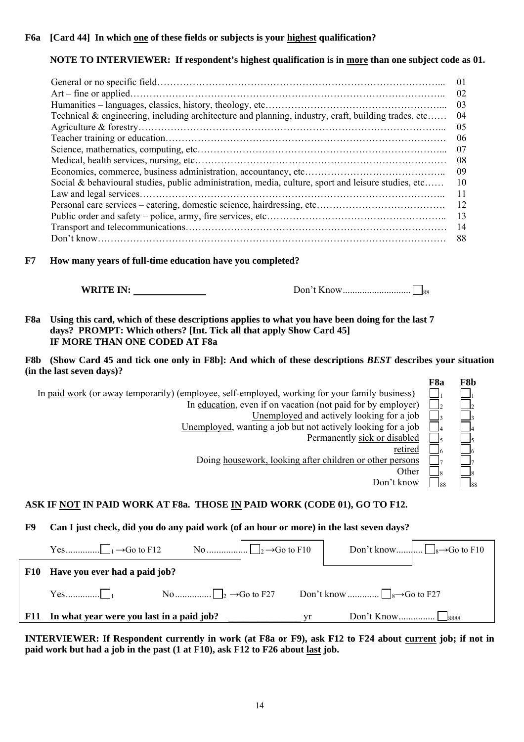**F6a [Card 44] In which one of these fields or subjects is your highest qualification?**

**NOTE TO INTERVIEWER: If respondent's highest qualification is in more than one subject code as 01.**

| | |
|---|---|
| General or no specific field | 01 |
| Art – fine or applied | 02 |
| Humanities – languages, classics, history, theology, etc | 03 |
| Technical & engineering, including architecture and planning, industry, craft, building trades, etc | 04 |
| Agriculture & forestry | 05 |
| Teacher training or education | 06 |
| Science, mathematics, computing, etc | 07 |
| Medical, health services, nursing, etc | 08 |
| Economics, commerce, business administration, accountancy, etc | 09 |
| Social & behavioural studies, public administration, media, culture, sport and leisure studies, etc | 10 |
| Law and legal services | 11 |
| Personal care services – catering, domestic science, hairdressing, etc | 12 |
| Public order and safety – police, army, fire services, etc | 13 |
| Transport and telecommunications | 14 |
| Don't know | 88 |

**F7 How many years of full-time education have you completed?**

**WRITE IN:** ______________ Don't Know ☐88

**F8a Using this card, which of these descriptions applies to what you have been doing for the last 7 days? PROMPT: Which others? [Int. Tick all that apply Show Card 45]**
**IF MORE THAN ONE CODED AT F8a**

**F8b (Show Card 45 and tick one only in F8b]: And which of these descriptions *BEST* describes your situation (in the last seven days)?**

| | F8a | F8b |
|---|---|---|
| In paid work (or away temporarily) (employee, self-employed, working for your family business) | ☐1 | ☐1 |
| In education, even if on vacation (not paid for by employer) | ☐2 | ☐2 |
| Unemployed and actively looking for a job | ☐3 | ☐3 |
| Unemployed, wanting a job but not actively looking for a job | ☐4 | ☐4 |
| Permanently sick or disabled | ☐5 | ☐5 |
| retired | ☐6 | ☐6 |
| Doing housework, looking after children or other persons | ☐7 | ☐7 |
| Other | ☐8 | ☐8 |
| Don't know | ☐88 | ☐88 |

**ASK IF NOT IN PAID WORK AT F8a. THOSE IN PAID WORK (CODE 01), GO TO F12.**

**F9 Can I just check, did you do any paid work (of an hour or more) in the last seven days?**

Yes ☐1 →Go to F12    No ☐2 →Go to F10    Don't know ☐8→Go to F10

**F10 Have you ever had a paid job?**

Yes ☐1    No ☐2 →Go to F27    Don't know ☐8→Go to F27

**F11 In what year were you last in a paid job?** ______________ yr    Don't Know ☐8888

**INTERVIEWER: If Respondent currently in work (at F8a or F9), ask F12 to F24 about current job; if not in paid work but had a job in the past (1 at F10), ask F12 to F26 about last job.**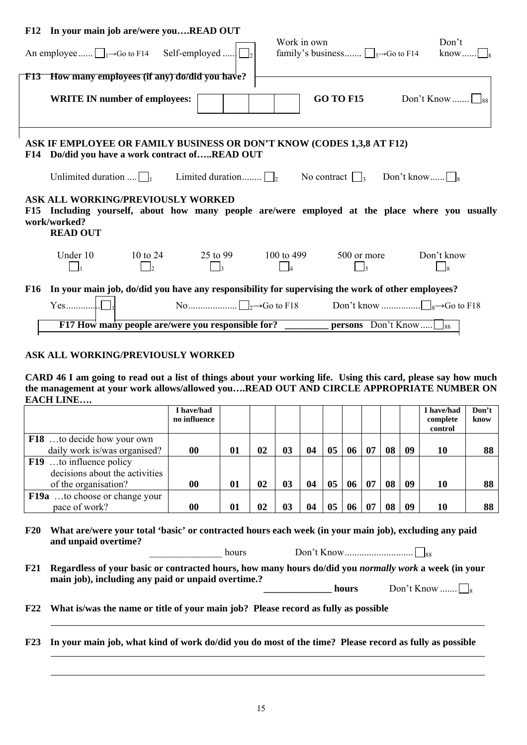**F12 In your main job are/were you….READ OUT**

An employee...... ☐1→Go to F14 Self-employed ..... ☐2 Work in own family's business....... ☐3→Go to F14 Don't know...... ☐8

**F13 How many employees (if any) do/did you have?**

**WRITE IN number of employees:** ☐☐☐☐ **GO TO F15** Don't Know ....... ☐88

**ASK IF EMPLOYEE OR FAMILY BUSINESS OR DON'T KNOW (CODES 1,3,8 AT F12)**

**F14 Do/did you have a work contract of…..READ OUT**

Unlimited duration .... ☐1 Limited duration........ ☐2 No contract ☐3 Don't know...... ☐8

**ASK ALL WORKING/PREVIOUSLY WORKED**

**F15 Including yourself, about how many people are/were employed at the place where you usually work/worked?**
**READ OUT**

| Under 10 | 10 to 24 | 25 to 99 | 100 to 499 | 500 or more | Don't know |
|---|---|---|---|---|---|
| ☐1 | ☐2 | ☐3 | ☐4 | ☐5 | ☐8 |

**F16 In your main job, do/did you have any responsibility for supervising the work of other employees?**

Yes.............. ☐1 No.................... ☐2→Go to F18 Don't know ................ ☐8→Go to F18

**F17 How many people are/were you responsible for? _________ persons** Don't Know..... ☐88

**ASK ALL WORKING/PREVIOUSLY WORKED**

**CARD 46 I am going to read out a list of things about your working life. Using this card, please say how much the management at your work allows/allowed you….READ OUT AND CIRCLE APPROPRIATE NUMBER ON EACH LINE….**

| | I have/had no influence | | | | | | | | | | I have/had complete control | Don't know |
|---|---|---|---|---|---|---|---|---|---|---|---|---|
| **F18** …to decide how your own daily work is/was organised? | **00** | **01** | **02** | **03** | **04** | **05** | **06** | **07** | **08** | **09** | **10** | **88** |
| **F19** …to influence policy decisions about the activities of the organisation? | **00** | **01** | **02** | **03** | **04** | **05** | **06** | **07** | **08** | **09** | **10** | **88** |
| **F19a** …to choose or change your pace of work? | **00** | **01** | **02** | **03** | **04** | **05** | **06** | **07** | **08** | **09** | **10** | **88** |

**F20 What are/were your total 'basic' or contracted hours each week (in your main job), excluding any paid and unpaid overtime?**

_______________ hours Don't Know............................ ☐88

**F21 Regardless of your basic or contracted hours, how many hours do/did you *normally work* a week (in your main job), including any paid or unpaid overtime.?**

**______________ hours** Don't Know ....... ☐8

**F22 What is/was the name or title of your main job? Please record as fully as possible**

______________________________________________________________________

**F23 In your main job, what kind of work do/did you do most of the time? Please record as fully as possible**

______________________________________________________________________

______________________________________________________________________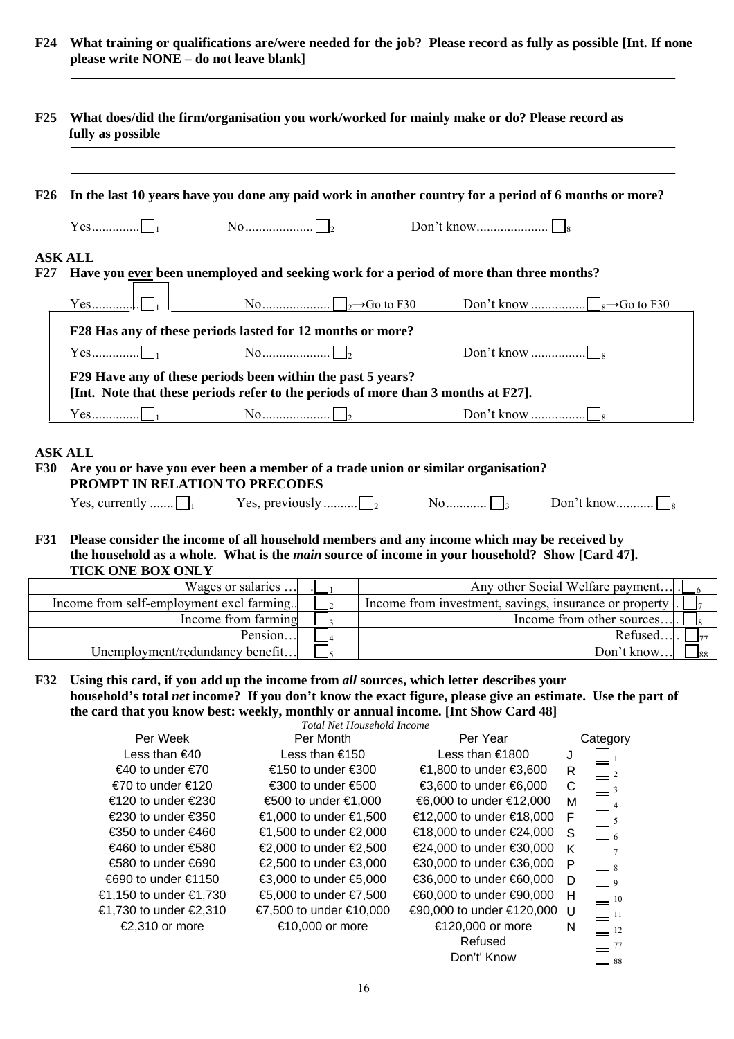**F24 What training or qualifications are/were needed for the job? Please record as fully as possible [Int. If none please write NONE – do not leave blank]**

______________________________________________________________________

______________________________________________________________________

**F25 What does/did the firm/organisation you work/worked for mainly make or do? Please record as fully as possible**

______________________________________________________________________

______________________________________________________________________

**F26 In the last 10 years have you done any paid work in another country for a period of 6 months or more?**

Yes............. ☐1 No.................... ☐2 Don't know..................... ☐8

**ASK ALL**

**F27 Have you <u>ever</u> been unemployed and seeking work for a period of more than three months?**

Yes............. ☐1 No.................... ☐2→Go to F30 Don't know ................ ☐8→Go to F30

**F28 Has any of these periods lasted for 12 months or more?**

Yes............. ☐1 No.................... ☐2 Don't know ................ ☐8

**F29 Have any of these periods been within the past 5 years?**
**[Int. Note that these periods refer to the periods of more than 3 months at F27].**

Yes............. ☐1 No.................... ☐2 Don't know ................ ☐8

**ASK ALL**

**F30 Are you or have you ever been a member of a trade union or similar organisation?**
**PROMPT IN RELATION TO PRECODES**

Yes, currently ....... ☐1 Yes, previously .......... ☐2 No............ ☐3 Don't know........... ☐8

**F31 Please consider the income of all household members and any income which may be received by the household as a whole. What is the *main* source of income in your household? Show [Card 47]. TICK ONE BOX ONLY**

| | | | |
|---|---|---|---|
| Wages or salaries … | ☐1 | Any other Social Welfare payment… | ☐6 |
| Income from self-employment excl farming.. | ☐2 | Income from investment, savings, insurance or property .. | ☐7 |
| Income from farming | ☐3 | Income from other sources….. | ☐8 |
| Pension… | ☐4 | Refused…. | ☐77 |
| Unemployment/redundancy benefit… | ☐5 | Don't know… | ☐88 |

**F32 Using this card, if you add up the income from *all* sources, which letter describes your household's total *net* income? If you don't know the exact figure, please give an estimate. Use the part of the card that you know best: weekly, monthly or annual income. [Int Show Card 48]**

*Total Net Household Income*

| Per Week | Per Month | Per Year | Category | |
|---|---|---|---|---|
| Less than €40 | Less than €150 | Less than €1800 | J | ☐1 |
| €40 to under €70 | €150 to under €300 | €1,800 to under €3,600 | R | ☐2 |
| €70 to under €120 | €300 to under €500 | €3,600 to under €6,000 | C | ☐3 |
| €120 to under €230 | €500 to under €1,000 | €6,000 to under €12,000 | M | ☐4 |
| €230 to under €350 | €1,000 to under €1,500 | €12,000 to under €18,000 | F | ☐5 |
| €350 to under €460 | €1,500 to under €2,000 | €18,000 to under €24,000 | S | ☐6 |
| €460 to under €580 | €2,000 to under €2,500 | €24,000 to under €30,000 | K | ☐7 |
| €580 to under €690 | €2,500 to under €3,000 | €30,000 to under €36,000 | P | ☐8 |
| €690 to under €1150 | €3,000 to under €5,000 | €36,000 to under €60,000 | D | ☐9 |
| €1,150 to under €1,730 | €5,000 to under €7,500 | €60,000 to under €90,000 | H | ☐10 |
| €1,730 to under €2,310 | €7,500 to under €10,000 | €90,000 to under €120,000 | U | ☐11 |
| €2,310 or more | €10,000 or more | €120,000 or more | N | ☐12 |
| | | Refused | | ☐77 |
| | | Don't' Know | | ☐88 |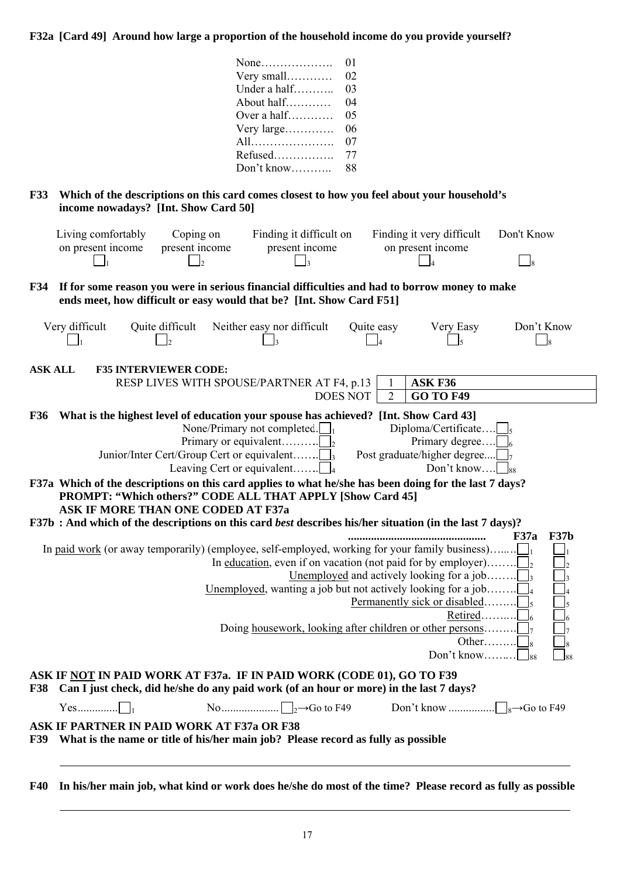**F32a [Card 49] Around how large a proportion of the household income do you provide yourself?**

| | |
|---|---|
| None………………. | 01 |
| Very small………… | 02 |
| Under a half……….. | 03 |
| About half………… | 04 |
| Over a half………… | 05 |
| Very large…………. | 06 |
| All…………………. | 07 |
| Refused……………. | 77 |
| Don't know……….. | 88 |

**F33 Which of the descriptions on this card comes closest to how you feel about your household's income nowadays? [Int. Show Card 50]**

| Living comfortably on present income | Coping on present income | Finding it difficult on present income | Finding it very difficult on present income | Don't Know |
|---|---|---|---|---|
| ☐1 | ☐2 | ☐3 | ☐4 | ☐8 |

**F34 If for some reason you were in serious financial difficulties and had to borrow money to make ends meet, how difficult or easy would that be? [Int. Show Card F51]**

| Very difficult | Quite difficult | Neither easy nor difficult | Quite easy | Very Easy | Don't Know |
|---|---|---|---|---|---|
| ☐1 | ☐2 | ☐3 | ☐4 | ☐5 | ☐8 |

**ASK ALL F35 INTERVIEWER CODE:**

| | | |
|---|---|---|
| RESP LIVES WITH SPOUSE/PARTNER AT F4, p.13 | 1 | **ASK F36** |
| DOES NOT | 2 | **GO TO F49** |

**F36 What is the highest level of education your spouse has achieved? [Int. Show Card 43]**

| | |
|---|---|
| None/Primary not completed ☐1 | Diploma/Certificate…. ☐5 |
| Primary or equivalent………. ☐2 | Primary degree…. ☐6 |
| Junior/Inter Cert/Group Cert or equivalent……. ☐3 | Post graduate/higher degree.... ☐7 |
| Leaving Cert or equivalent……. ☐4 | Don't know…. ☐88 |

**F37a Which of the descriptions on this card applies to what he/she has been doing for the last 7 days? PROMPT: "Which others?" CODE ALL THAT APPLY [Show Card 45]**

**ASK IF MORE THAN ONE CODED AT F37a**

**F37b : And which of the descriptions on this card *best* describes his/her situation (in the last 7 days)?**

| | F37a | F37b |
|---|---|---|
| In paid work (or away temporarily) (employee, self-employed, working for your family business)…… | ☐1 | ☐1 |
| In education, even if on vacation (not paid for by employer)…….. | ☐2 | ☐2 |
| Unemployed and actively looking for a job…….. | ☐3 | ☐3 |
| Unemployed, wanting a job but not actively looking for a job…….. | ☐4 | ☐4 |
| Permanently sick or disabled……… | ☐5 | ☐5 |
| Retired……… | ☐6 | ☐6 |
| Doing housework, looking after children or other persons……… | ☐7 | ☐7 |
| Other……… | ☐8 | ☐8 |
| Don't know……… | ☐88 | ☐88 |

**ASK IF NOT IN PAID WORK AT F37a. IF IN PAID WORK (CODE 01), GO TO F39**

**F38 Can I just check, did he/she do any paid work (of an hour or more) in the last 7 days?**

Yes............. ☐1 No................... ☐2→Go to F49 Don't know ............... ☐8→Go to F49

**ASK IF PARTNER IN PAID WORK AT F37a OR F38**

**F39 What is the name or title of his/her main job? Please record as fully as possible**

---

**F40 In his/her main job, what kind or work does he/she do most of the time? Please record as fully as possible**

---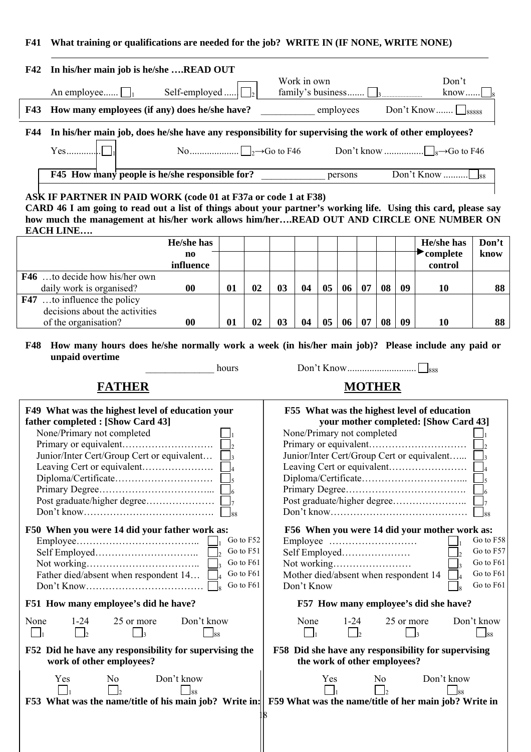**F41 What training or qualifications are needed for the job? WRITE IN (IF NONE, WRITE NONE)**

\_\_\_\_\_\_\_\_\_\_\_\_\_\_\_\_\_\_\_\_\_\_\_\_\_\_\_\_\_\_\_\_\_\_\_\_\_\_\_\_\_\_\_\_\_\_\_\_\_\_\_\_\_\_\_\_

**F42 In his/her main job is he/she ….READ OUT**

An employee...... ☐1 Self-employed ..... ☐2 Work in own family's business....... ☐3 Don't know...... ☐8

**F43 How many employees (if any) does he/she have?** \_\_\_\_\_\_\_\_\_\_\_ employees Don't Know....... ☐88888

**F44 In his/her main job, does he/she have any responsibility for supervising the work of other employees?**

Yes.............. ☐1 No.................... ☐2→Go to F46 Don't know ................ ☐8→Go to F46

**F45 How many people is he/she responsible for?** \_\_\_\_\_\_\_\_\_\_\_\_\_ persons Don't Know .......... ☐88

**ASK IF PARTNER IN PAID WORK (code 01 at F37a or code 1 at F38)**

**CARD 46 I am going to read out a list of things about your partner's working life. Using this card, please say how much the management at his/her work allows him/her….READ OUT AND CIRCLE ONE NUMBER ON EACH LINE….**

| | He/she has no influence | | | | | | | | | | He/she has complete control | Don't know |
|---|---|---|---|---|---|---|---|---|---|---|---|---|
| **F46** …to decide how his/her own daily work is organised? | **00** | **01** | **02** | **03** | **04** | **05** | **06** | **07** | **08** | **09** | **10** | **88** |
| **F47** …to influence the policy decisions about the activities of the organisation? | **00** | **01** | **02** | **03** | **04** | **05** | **06** | **07** | **08** | **09** | **10** | **88** |

**F48 How many hours does he/she normally work a week (in his/her main job)? Please include any paid or unpaid overtime**

\_\_\_\_\_\_\_\_\_\_\_\_\_\_ hours Don't Know............................ ☐888

## FATHER

**F49 What was the highest level of education your father completed : [Show Card 43]**

- None/Primary not completed ☐1
- Primary or equivalent………………………. ☐2
- Junior/Inter Cert/Group Cert or equivalent… ☐3
- Leaving Cert or equivalent…………………. ☐4
- Diploma/Certificate………………………… ☐5
- Primary Degree……………………………... ☐6
- Post graduate/higher degree………………… ☐7
- Don't know…………………………………. ☐88

**F50 When you were 14 did your father work as:**

- Employee……………………………….. ☐1 Go to F52
- Self Employed………………………….. ☐2 Go to F51
- Not working…………………………….. ☐3 Go to F61
- Father died/absent when respondent 14… ☐4 Go to F61
- Don't Know……………………………… ☐8 Go to F61

**F51 How many employee's did he have?**

None ☐1 1-24 ☐2 25 or more ☐3 Don't know ☐88

**F52 Did he have any responsibility for supervising the work of other employees?**

Yes ☐1 No ☐2 Don't know ☐88

**F53 What was the name/title of his main job? Write in:**

## MOTHER

**F55 What was the highest level of education your mother completed: [Show Card 43]**

- None/Primary not completed ☐1
- Primary or equivalent………………………… ☐2
- Junior/Inter Cert/Group Cert or equivalent…... ☐3
- Leaving Cert or equivalent…………………… ☐4
- Diploma/Certificate…………………………... ☐5
- Primary Degree………………………………. ☐6
- Post graduate/higher degree………………….. ☐7
- Don't know…………………………………… ☐88

**F56 When you were 14 did your mother work as:**

- Employee ……………………… ☐1 Go to F58
- Self Employed………………… ☐2 Go to F57
- Not working…………………… ☐3 Go to F61
- Mother died/absent when respondent 14 ☐4 Go to F61
- Don't Know ☐8 Go to F61

**F57 How many employee's did she have?**

None ☐1 1-24 ☐2 25 or more ☐3 Don't know ☐88

**F58 Did she have any responsibility for supervising the work of other employees?**

Yes ☐1 No ☐2 Don't know ☐88

**F59 What was the name/title of her main job? Write in**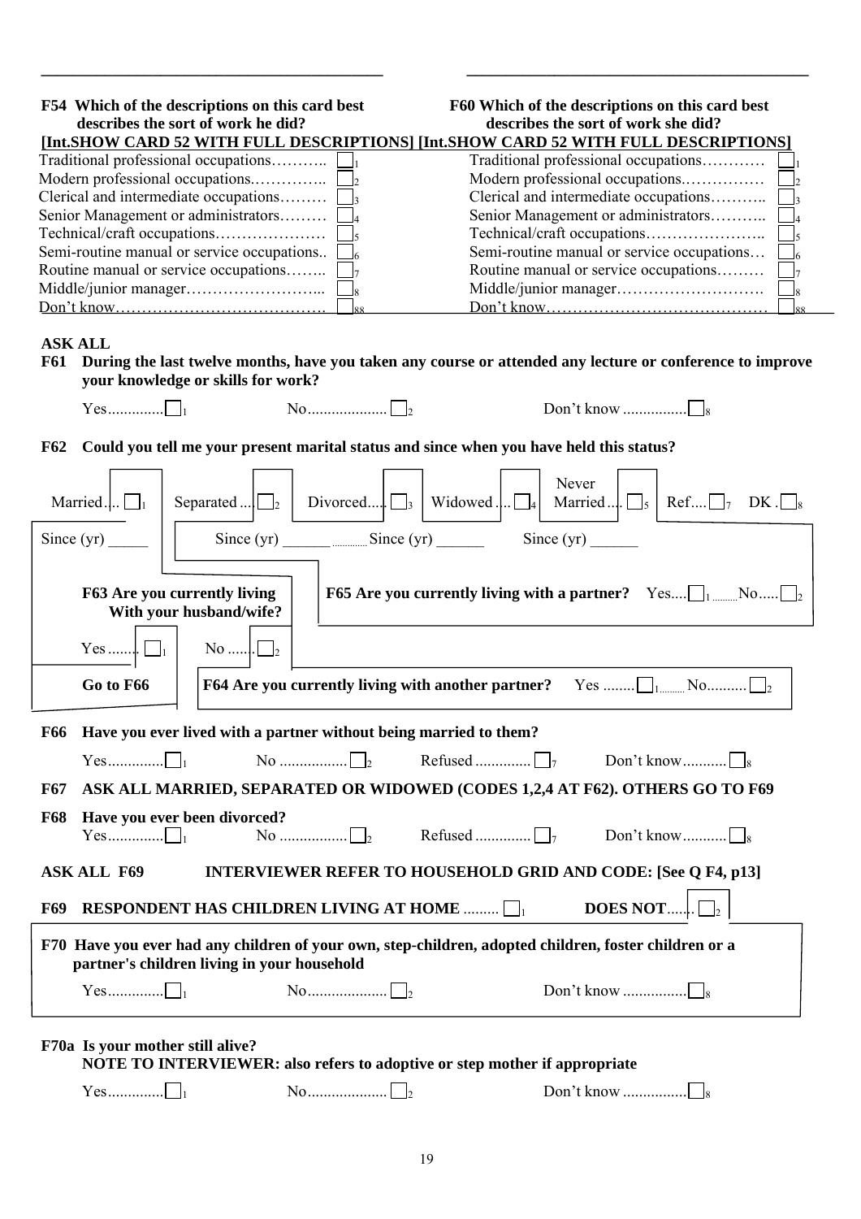**F54 Which of the descriptions on this card best describes the sort of work he did?**
**[Int.SHOW CARD 52 WITH FULL DESCRIPTIONS]**

| | |
|---|---|
| Traditional professional occupations | ☐ 1 |
| Modern professional occupations | ☐ 2 |
| Clerical and intermediate occupations | ☐ 3 |
| Senior Management or administrators | ☐ 4 |
| Technical/craft occupations | ☐ 5 |
| Semi-routine manual or service occupations | ☐ 6 |
| Routine manual or service occupations | ☐ 7 |
| Middle/junior manager | ☐ 8 |
| Don't know | ☐ 88 |

**F60 Which of the descriptions on this card best describes the sort of work she did?**
**[Int.SHOW CARD 52 WITH FULL DESCRIPTIONS]**

| | |
|---|---|
| Traditional professional occupations | ☐ 1 |
| Modern professional occupations | ☐ 2 |
| Clerical and intermediate occupations | ☐ 3 |
| Senior Management or administrators | ☐ 4 |
| Technical/craft occupations | ☐ 5 |
| Semi-routine manual or service occupations | ☐ 6 |
| Routine manual or service occupations | ☐ 7 |
| Middle/junior manager | ☐ 8 |
| Don't know | ☐ 88 |

**ASK ALL**

**F61 During the last twelve months, have you taken any course or attended any lecture or conference to improve your knowledge or skills for work?**

Yes............. ☐ 1    No.................... ☐ 2    Don't know ................ ☐ 8

**F62 Could you tell me your present marital status and since when you have held this status?**

Married.... ☐ 1    Separated .... ☐ 2    Divorced..... ☐ 3    Widowed .... ☐ 4    Never Married .... ☐ 5    Ref.... ☐ 7    DK . ☐ 8

Since (yr) _____    Since (yr) ______    Since (yr) ______    Since (yr) ______

**F63 Are you currently living With your husband/wife?**

Yes ....... ☐ 1    No ....... ☐ 2

**Go to F66**

**F64 Are you currently living with another partner?** Yes ........ ☐ 1 No.......... ☐ 2

**F65 Are you currently living with a partner?** Yes.... ☐ 1 No..... ☐ 2

**F66 Have you ever lived with a partner without being married to them?**

Yes............. ☐ 1    No ................. ☐ 2    Refused .............. ☐ 7    Don't know........... ☐ 8

**F67 ASK ALL MARRIED, SEPARATED OR WIDOWED (CODES 1,2,4 AT F62). OTHERS GO TO F69**

**F68 Have you ever been divorced?**

Yes............. ☐ 1    No ................. ☐ 2    Refused .............. ☐ 7    Don't know........... ☐ 8

**ASK ALL F69    INTERVIEWER REFER TO HOUSEHOLD GRID AND CODE: [See Q F4, p13]**

**F69 RESPONDENT HAS CHILDREN LIVING AT HOME** ......... ☐ 1    **DOES NOT**....... ☐ 2

**F70 Have you ever had any children of your own, step-children, adopted children, foster children or a partner's children living in your household**

Yes............. ☐ 1    No.................... ☐ 2    Don't know ................ ☐ 8

**F70a Is your mother still alive?**
**NOTE TO INTERVIEWER: also refers to adoptive or step mother if appropriate**

Yes............. ☐ 1    No.................... ☐ 2    Don't know ................ ☐ 8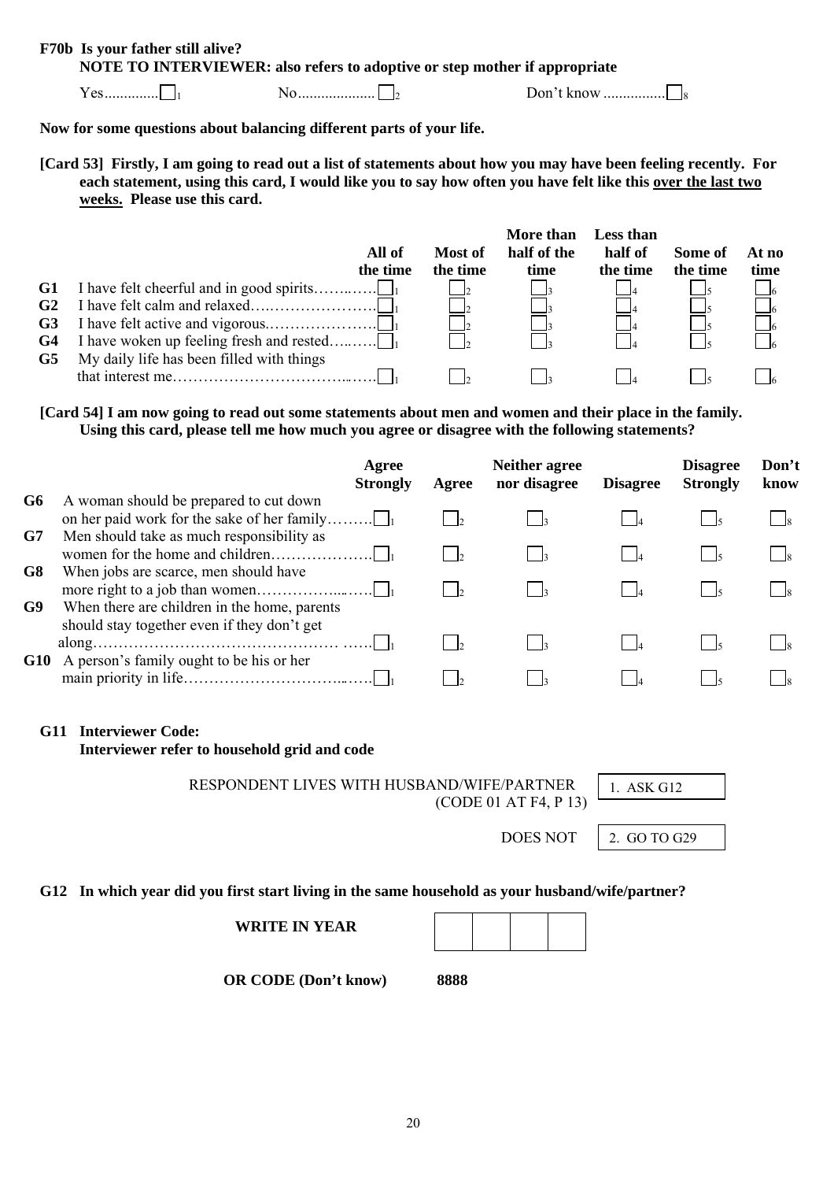**F70b Is your father still alive?**
**NOTE TO INTERVIEWER: also refers to adoptive or step mother if appropriate**

Yes............. ☐1 No.................... ☐2 Don't know ................ ☐8

**Now for some questions about balancing different parts of your life.**

**[Card 53] Firstly, I am going to read out a list of statements about how you may have been feeling recently. For each statement, using this card, I would like you to say how often you have felt like this <u>over the last two weeks.</u> Please use this card.**

| | | All of the time | Most of the time | More than half of the time | Less than half of the time | Some of the time | At no time |
|---|---|---|---|---|---|---|---|
| **G1** | I have felt cheerful and in good spirits……..….. | ☐1 | ☐2 | ☐3 | ☐4 | ☐5 | ☐6 |
| **G2** | I have felt calm and relaxed….………………… | ☐1 | ☐2 | ☐3 | ☐4 | ☐5 | ☐6 |
| **G3** | I have felt active and vigorous.………………… | ☐1 | ☐2 | ☐3 | ☐4 | ☐5 | ☐6 |
| **G4** | I have woken up feeling fresh and rested….….. | ☐1 | ☐2 | ☐3 | ☐4 | ☐5 | ☐6 |
| **G5** | My daily life has been filled with things that interest me…………………………..….. | ☐1 | ☐2 | ☐3 | ☐4 | ☐5 | ☐6 |

**[Card 54] I am now going to read out some statements about men and women and their place in the family. Using this card, please tell me how much you agree or disagree with the following statements?**

| | | Agree Strongly | Agree | Neither agree nor disagree | Disagree | Disagree Strongly | Don't know |
|---|---|---|---|---|---|---|---|
| **G6** | A woman should be prepared to cut down on her paid work for the sake of her family…….. | ☐1 | ☐2 | ☐3 | ☐4 | ☐5 | ☐8 |
| **G7** | Men should take as much responsibility as women for the home and children………………. | ☐1 | ☐2 | ☐3 | ☐4 | ☐5 | ☐8 |
| **G8** | When jobs are scarce, men should have more right to a job than women……………...….. | ☐1 | ☐2 | ☐3 | ☐4 | ☐5 | ☐8 |
| **G9** | When there are children in the home, parents should stay together even if they don't get along………………………………………… ….. | ☐1 | ☐2 | ☐3 | ☐4 | ☐5 | ☐8 |
| **G10** | A person's family ought to be his or her main priority in life…………………………..….. | ☐1 | ☐2 | ☐3 | ☐4 | ☐5 | ☐8 |

**G11 Interviewer Code:**
**Interviewer refer to household grid and code**

| | |
|---|---|
| RESPONDENT LIVES WITH HUSBAND/WIFE/PARTNER (CODE 01 AT F4, P 13) | 1. ASK G12 |
| DOES NOT | 2. GO TO G29 |

**G12 In which year did you first start living in the same household as your husband/wife/partner?**

**WRITE IN YEAR** ☐☐☐☐

**OR CODE (Don't know)** **8888**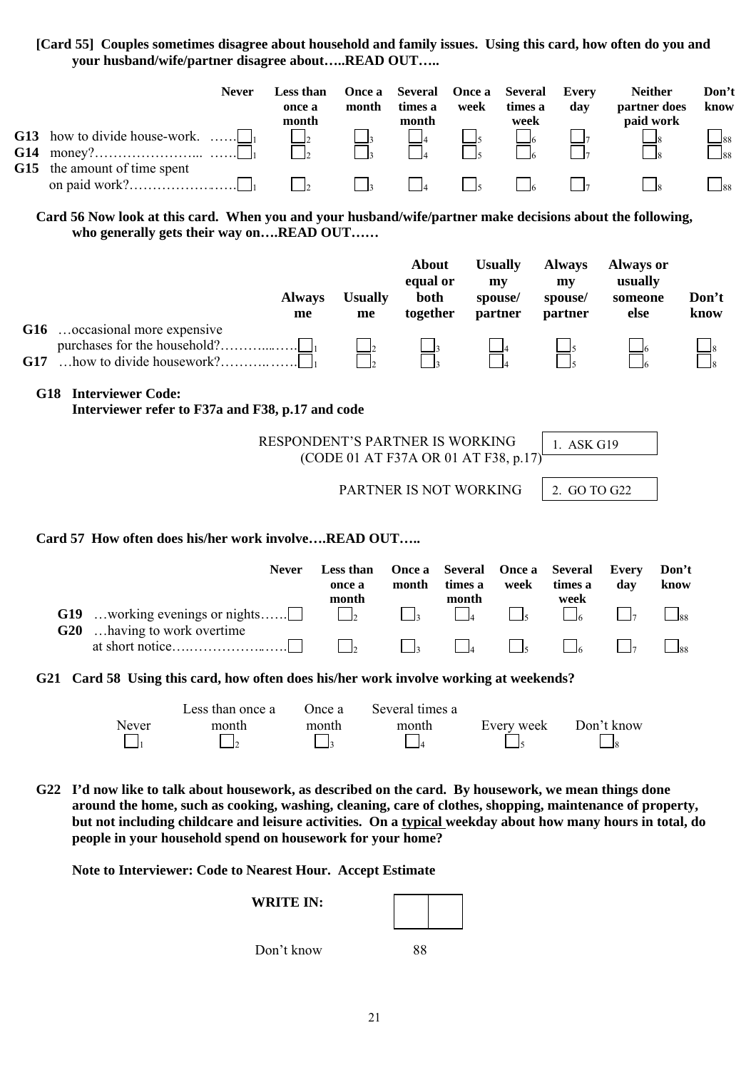**[Card 55] Couples sometimes disagree about household and family issues. Using this card, how often do you and your husband/wife/partner disagree about…..READ OUT…..**

| | Never | Less than once a month | Once a month | Several times a month | Once a week | Several times a week | Every day | Neither partner does paid work | Don't know |
|---|---|---|---|---|---|---|---|---|---|
| **G13** how to divide house-work. …… | ☐1 | ☐2 | ☐3 | ☐4 | ☐5 | ☐6 | ☐7 | ☐8 | ☐88 |
| **G14** money?………………….. …… | ☐1 | ☐2 | ☐3 | ☐4 | ☐5 | ☐6 | ☐7 | ☐8 | ☐88 |
| **G15** the amount of time spent on paid work?………………..…. | ☐1 | ☐2 | ☐3 | ☐4 | ☐5 | ☐6 | ☐7 | ☐8 | ☐88 |

**Card 56 Now look at this card. When you and your husband/wife/partner make decisions about the following, who generally gets their way on….READ OUT……**

| | Always me | Usually me | About equal or both together | Usually my spouse/ partner | Always my spouse/ partner | Always or usually someone else | Don't know |
|---|---|---|---|---|---|---|---|
| **G16** …occasional more expensive purchases for the household?………...…. | ☐1 | ☐2 | ☐3 | ☐4 | ☐5 | ☐6 | ☐8 |
| **G17** …how to divide housework?………..……. | ☐1 | ☐2 | ☐3 | ☐4 | ☐5 | ☐6 | ☐8 |

**G18 Interviewer Code:**
**Interviewer refer to F37a and F38, p.17 and code**

| | |
|---|---|
| RESPONDENT'S PARTNER IS WORKING (CODE 01 AT F37A OR 01 AT F38, p.17) | 1. ASK G19 |
| PARTNER IS NOT WORKING | 2. GO TO G22 |

**Card 57 How often does his/her work involve….READ OUT…..**

| | Never | Less than once a month | Once a month | Several times a month | Once a week | Several times a week | Every day | Don't know |
|---|---|---|---|---|---|---|---|---|
| **G19** …working evenings or nights…… | ☐ | ☐2 | ☐3 | ☐4 | ☐5 | ☐6 | ☐7 | ☐88 |
| **G20** …having to work overtime at short notice…..……………..….. | ☐ | ☐2 | ☐3 | ☐4 | ☐5 | ☐6 | ☐7 | ☐88 |

**G21 Card 58 Using this card, how often does his/her work involve working at weekends?**

| Never | Less than once a month | Once a month | Several times a month | Every week | Don't know |
|---|---|---|---|---|---|
| ☐1 | ☐2 | ☐3 | ☐4 | ☐5 | ☐8 |

**G22 I'd now like to talk about housework, as described on the card. By housework, we mean things done around the home, such as cooking, washing, cleaning, care of clothes, shopping, maintenance of property, but not including childcare and leisure activities. On a typical weekday about how many hours in total, do people in your household spend on housework for your home?**

**Note to Interviewer: Code to Nearest Hour. Accept Estimate**

**WRITE IN:** ☐☐

Don't know 88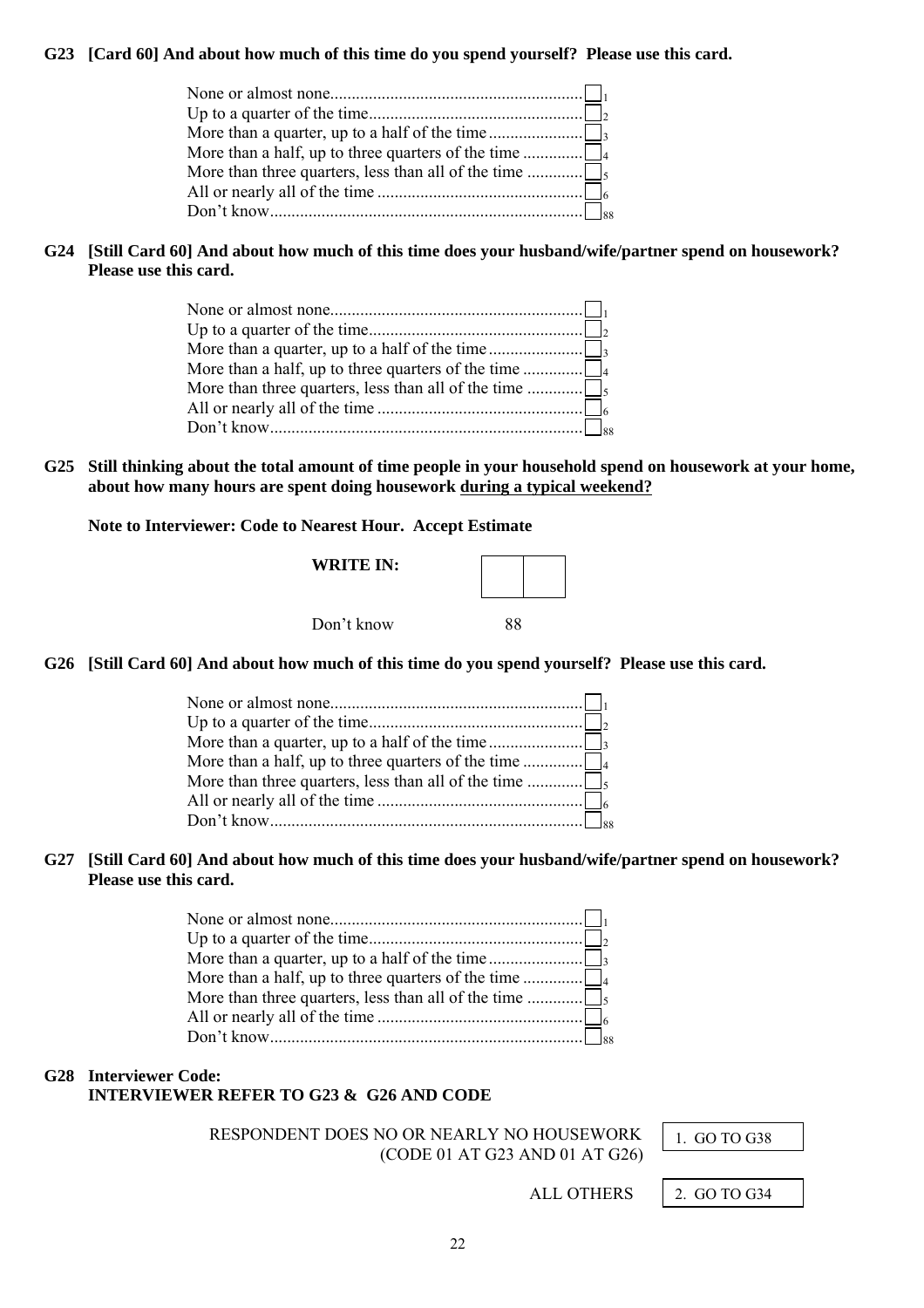**G23 [Card 60] And about how much of this time do you spend yourself? Please use this card.**

| | |
|---|---|
| None or almost none | 1 |
| Up to a quarter of the time | 2 |
| More than a quarter, up to a half of the time | 3 |
| More than a half, up to three quarters of the time | 4 |
| More than three quarters, less than all of the time | 5 |
| All or nearly all of the time | 6 |
| Don't know | 88 |

**G24 [Still Card 60] And about how much of this time does your husband/wife/partner spend on housework? Please use this card.**

| | |
|---|---|
| None or almost none | 1 |
| Up to a quarter of the time | 2 |
| More than a quarter, up to a half of the time | 3 |
| More than a half, up to three quarters of the time | 4 |
| More than three quarters, less than all of the time | 5 |
| All or nearly all of the time | 6 |
| Don't know | 88 |

**G25 Still thinking about the total amount of time people in your household spend on housework at your home, about how many hours are spent doing housework <u>during a typical weekend?</u>**

**Note to Interviewer: Code to Nearest Hour. Accept Estimate**

**WRITE IN:** [ ][ ]

Don't know 88

**G26 [Still Card 60] And about how much of this time do you spend yourself? Please use this card.**

| | |
|---|---|
| None or almost none | 1 |
| Up to a quarter of the time | 2 |
| More than a quarter, up to a half of the time | 3 |
| More than a half, up to three quarters of the time | 4 |
| More than three quarters, less than all of the time | 5 |
| All or nearly all of the time | 6 |
| Don't know | 88 |

**G27 [Still Card 60] And about how much of this time does your husband/wife/partner spend on housework? Please use this card.**

| | |
|---|---|
| None or almost none | 1 |
| Up to a quarter of the time | 2 |
| More than a quarter, up to a half of the time | 3 |
| More than a half, up to three quarters of the time | 4 |
| More than three quarters, less than all of the time | 5 |
| All or nearly all of the time | 6 |
| Don't know | 88 |

**G28 Interviewer Code:**
**INTERVIEWER REFER TO G23 & G26 AND CODE**

| | |
|---|---|
| RESPONDENT DOES NO OR NEARLY NO HOUSEWORK (CODE 01 AT G23 AND 01 AT G26) | 1. GO TO G38 |
| ALL OTHERS | 2. GO TO G34 |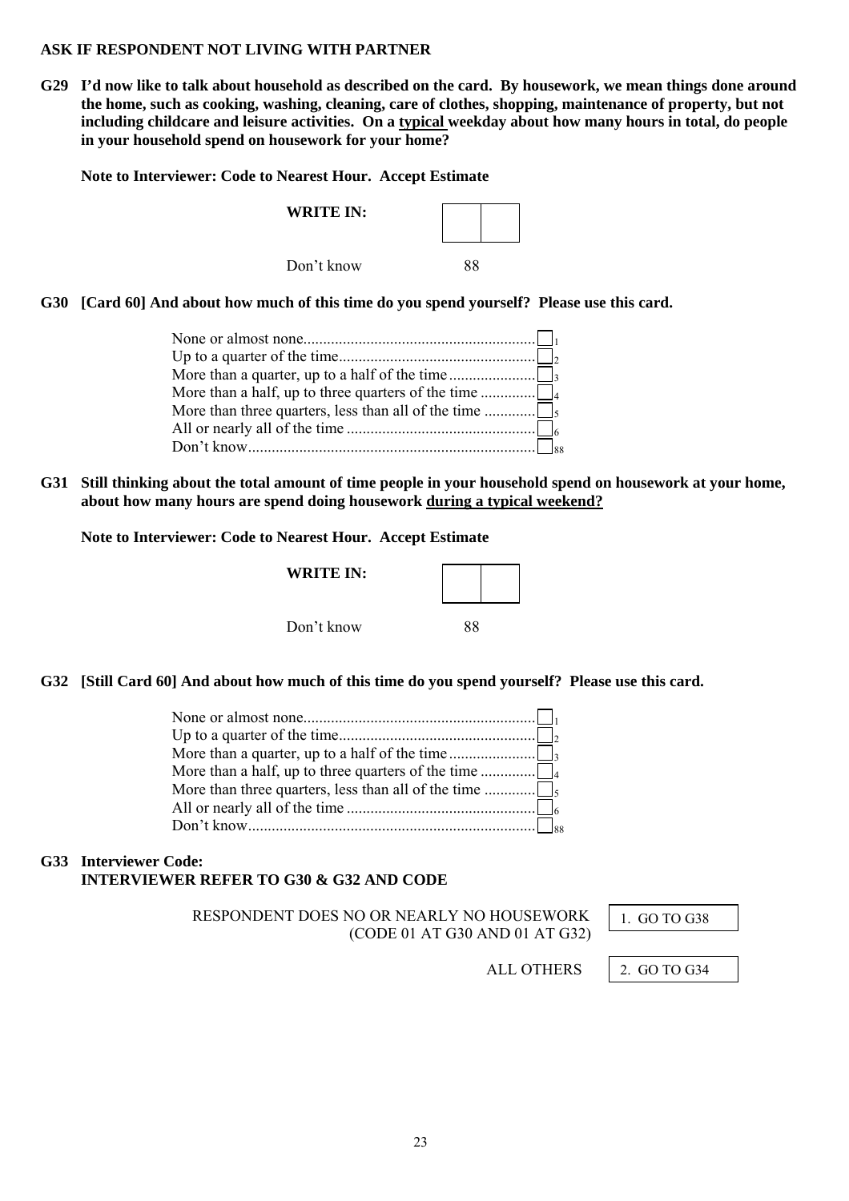**ASK IF RESPONDENT NOT LIVING WITH PARTNER**

**G29 I'd now like to talk about household as described on the card. By housework, we mean things done around the home, such as cooking, washing, cleaning, care of clothes, shopping, maintenance of property, but not including childcare and leisure activities. On a typical weekday about how many hours in total, do people in your household spend on housework for your home?**

**Note to Interviewer: Code to Nearest Hour. Accept Estimate**

**WRITE IN:** [ | ]

Don't know 88

**G30 [Card 60] And about how much of this time do you spend yourself? Please use this card.**

| | |
|---|---|
| None or almost none | 1 |
| Up to a quarter of the time | 2 |
| More than a quarter, up to a half of the time | 3 |
| More than a half, up to three quarters of the time | 4 |
| More than three quarters, less than all of the time | 5 |
| All or nearly all of the time | 6 |
| Don't know | 88 |

**G31 Still thinking about the total amount of time people in your household spend on housework at your home, about how many hours are spend doing housework during a typical weekend?**

**Note to Interviewer: Code to Nearest Hour. Accept Estimate**

**WRITE IN:** [ | ]

Don't know 88

**G32 [Still Card 60] And about how much of this time do you spend yourself? Please use this card.**

| | |
|---|---|
| None or almost none | 1 |
| Up to a quarter of the time | 2 |
| More than a quarter, up to a half of the time | 3 |
| More than a half, up to three quarters of the time | 4 |
| More than three quarters, less than all of the time | 5 |
| All or nearly all of the time | 6 |
| Don't know | 88 |

**G33 Interviewer Code:**
**INTERVIEWER REFER TO G30 & G32 AND CODE**

| | |
|---|---|
| RESPONDENT DOES NO OR NEARLY NO HOUSEWORK (CODE 01 AT G30 AND 01 AT G32) | 1. GO TO G38 |
| ALL OTHERS | 2. GO TO G34 |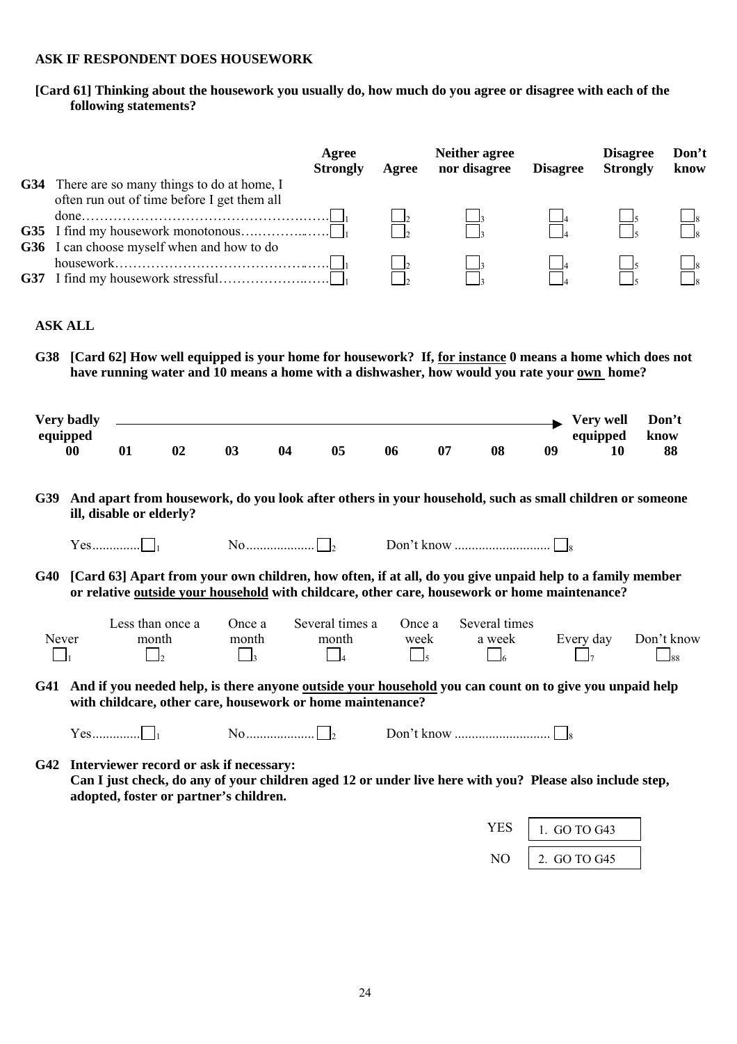**ASK IF RESPONDENT DOES HOUSEWORK**

**[Card 61] Thinking about the housework you usually do, how much do you agree or disagree with each of the following statements?**

| | | Agree Strongly | Agree | Neither agree nor disagree | Disagree | Disagree Strongly | Don't know |
|---|---|---|---|---|---|---|---|
| **G34** | There are so many things to do at home, I often run out of time before I get them all done………………………………………… | ☐1 | ☐2 | ☐3 | ☐4 | ☐5 | ☐8 |
| **G35** | I find my housework monotonous…………… | ☐1 | ☐2 | ☐3 | ☐4 | ☐5 | ☐8 |
| **G36** | I can choose myself when and how to do housework………………………………… | ☐1 | ☐2 | ☐3 | ☐4 | ☐5 | ☐8 |
| **G37** | I find my housework stressful……………… | ☐1 | ☐2 | ☐3 | ☐4 | ☐5 | ☐8 |

**ASK ALL**

**G38 [Card 62] How well equipped is your home for housework? If, <u>for instance</u> 0 means a home which does not have running water and 10 means a home with a dishwasher, how would you rate your <u>own</u> home?**

| Very badly equipped | | | | | | | | | | Very well equipped | Don't know |
|---|---|---|---|---|---|---|---|---|---|---|---|
| **00** | **01** | **02** | **03** | **04** | **05** | **06** | **07** | **08** | **09** | **10** | **88** |

**G39 And apart from housework, do you look after others in your household, such as small children or someone ill, disable or elderly?**

Yes.............☐1 No...................☐2 Don't know ...........................☐8

**G40 [Card 63] Apart from your own children, how often, if at all, do you give unpaid help to a family member or relative <u>outside your household</u> with childcare, other care, housework or home maintenance?**

| Never | Less than once a month | Once a month | Several times a month | Once a week | Several times a week | Every day | Don't know |
|---|---|---|---|---|---|---|---|
| ☐1 | ☐2 | ☐3 | ☐4 | ☐5 | ☐6 | ☐7 | ☐88 |

**G41 And if you needed help, is there anyone <u>outside your household</u> you can count on to give you unpaid help with childcare, other care, housework or home maintenance?**

Yes.............☐1 No...................☐2 Don't know ...........................☐8

**G42 Interviewer record or ask if necessary:**
**Can I just check, do any of your children aged 12 or under live here with you? Please also include step, adopted, foster or partner's children.**

| | |
|---|---|
| YES | 1. GO TO G43 |
| NO | 2. GO TO G45 |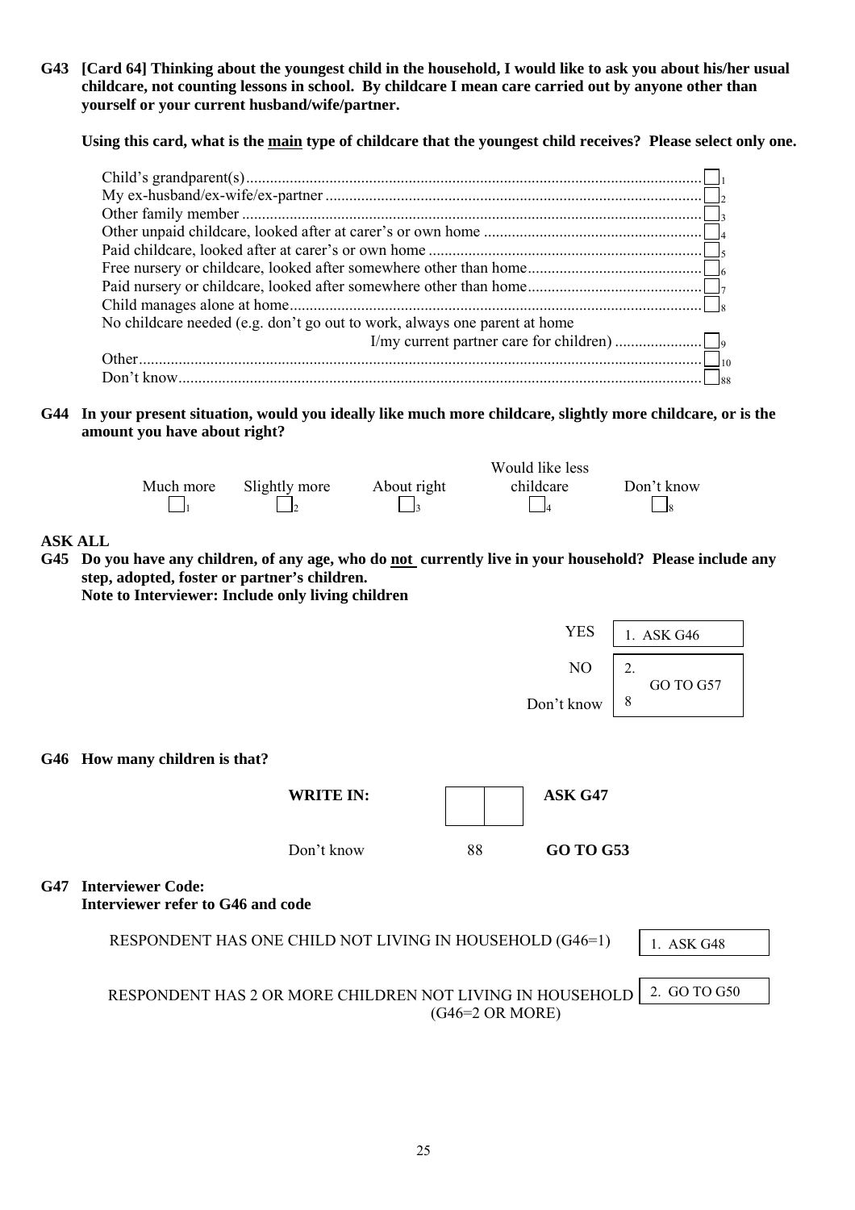**G43 [Card 64] Thinking about the youngest child in the household, I would like to ask you about his/her usual childcare, not counting lessons in school. By childcare I mean care carried out by anyone other than yourself or your current husband/wife/partner.**

**Using this card, what is the <u>main</u> type of childcare that the youngest child receives? Please select only one.**

| | |
|---|---|
| Child's grandparent(s) | 1 |
| My ex-husband/ex-wife/ex-partner | 2 |
| Other family member | 3 |
| Other unpaid childcare, looked after at carer's or own home | 4 |
| Paid childcare, looked after at carer's or own home | 5 |
| Free nursery or childcare, looked after somewhere other than home | 6 |
| Paid nursery or childcare, looked after somewhere other than home | 7 |
| Child manages alone at home | 8 |
| No childcare needed (e.g. don't go out to work, always one parent at home I/my current partner care for children) | 9 |
| Other | 10 |
| Don't know | 88 |

**G44 In your present situation, would you ideally like much more childcare, slightly more childcare, or is the amount you have about right?**

| Much more | Slightly more | About right | Would like less childcare | Don't know |
|---|---|---|---|---|
| 1 | 2 | 3 | 4 | 8 |

**ASK ALL**

**G45 Do you have any children, of any age, who do <u>not</u> currently live in your household? Please include any step, adopted, foster or partner's children.**
**Note to Interviewer: Include only living children**

| | | |
|---|---|---|
| YES | 1. | ASK G46 |
| NO | 2. | GO TO G57 |
| Don't know | 8 | GO TO G57 |

**G46 How many children is that?**

| | | |
|---|---|---|
| **WRITE IN:** | ☐☐ | **ASK G47** |
| Don't know | 88 | **GO TO G53** |

**G47 Interviewer Code:**
**Interviewer refer to G46 and code**

| | |
|---|---|
| RESPONDENT HAS ONE CHILD NOT LIVING IN HOUSEHOLD (G46=1) | 1. ASK G48 |
| RESPONDENT HAS 2 OR MORE CHILDREN NOT LIVING IN HOUSEHOLD (G46=2 OR MORE) | 2. GO TO G50 |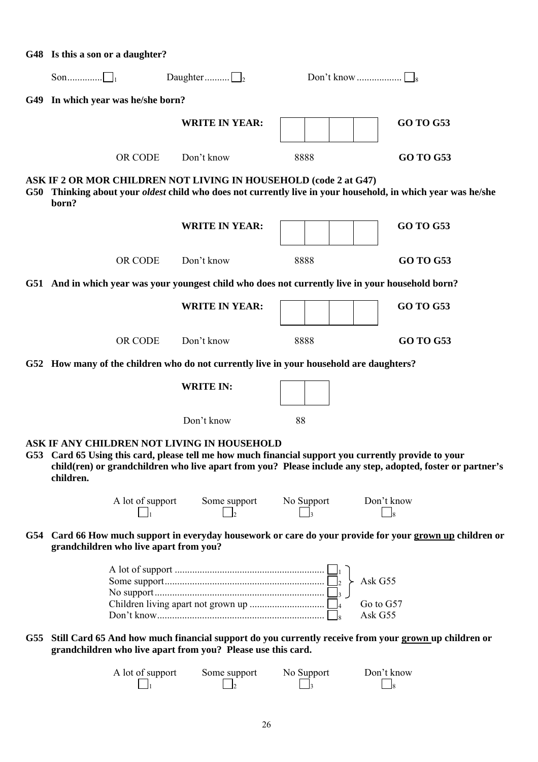**G48 Is this a son or a daughter?**

Son.............☐1 Daughter..........☐2 Don't know.................☐8

**G49 In which year was he/she born?**

| | | | |
|---|---|---|---|
| | **WRITE IN YEAR:** | ☐☐☐☐ | **GO TO G53** |
| OR CODE | Don't know | 8888 | **GO TO G53** |

**ASK IF 2 OR MOR CHILDREN NOT LIVING IN HOUSEHOLD (code 2 at G47)**

**G50 Thinking about your *oldest* child who does not currently live in your household, in which year was he/she born?**

| | | | |
|---|---|---|---|
| | **WRITE IN YEAR:** | ☐☐☐☐ | **GO TO G53** |
| OR CODE | Don't know | 8888 | **GO TO G53** |

**G51 And in which year was your youngest child who does not currently live in your household born?**

| | | | |
|---|---|---|---|
| | **WRITE IN YEAR:** | ☐☐☐☐ | **GO TO G53** |
| OR CODE | Don't know | 8888 | **GO TO G53** |

**G52 How many of the children who do not currently live in your household are daughters?**

**WRITE IN:** ☐☐

Don't know 88

**ASK IF ANY CHILDREN NOT LIVING IN HOUSEHOLD**

**G53 Card 65 Using this card, please tell me how much financial support you currently provide to your child(ren) or grandchildren who live apart from you? Please include any step, adopted, foster or partner's children.**

| A lot of support | Some support | No Support | Don't know |
|---|---|---|---|
| ☐1 | ☐2 | ☐3 | ☐8 |

**G54 Card 66 How much support in everyday housework or care do your provide for your <u>grown up</u> children or grandchildren who live apart from you?**

| | | |
|---|---|---|
| A lot of support ........................................................... | ☐1 | Ask G55 |
| Some support............................................................... | ☐2 | Ask G55 |
| No support................................................................... | ☐3 | Ask G55 |
| Children living apart not grown up ............................. | ☐4 | Go to G57 |
| Don't know.................................................................. | ☐8 | Ask G55 |

**G55 Still Card 65 And how much financial support do you currently receive from your <u>grown</u> up children or grandchildren who live apart from you? Please use this card.**

| A lot of support | Some support | No Support | Don't know |
|---|---|---|---|
| ☐1 | ☐2 | ☐3 | ☐8 |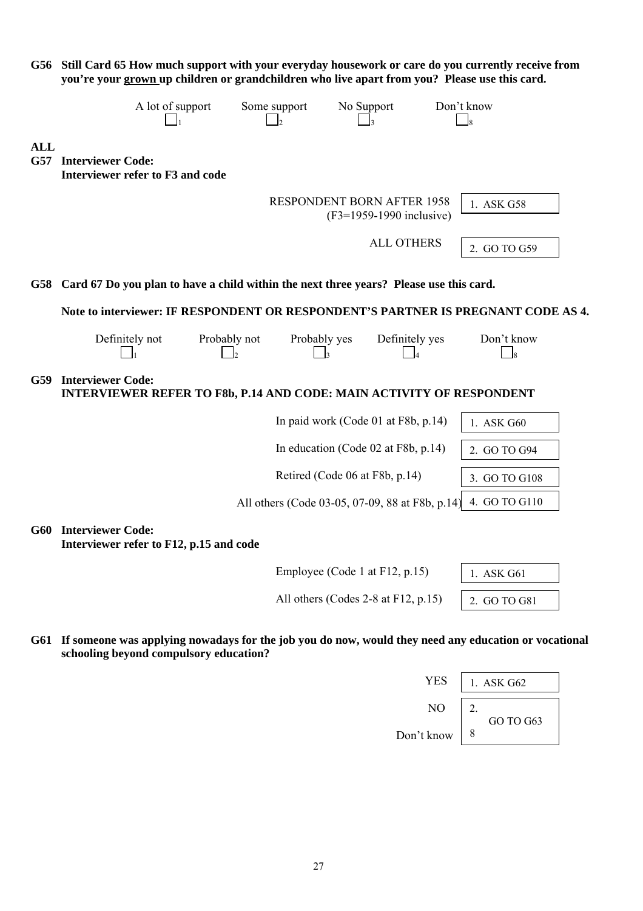**G56 Still Card 65 How much support with your everyday housework or care do you currently receive from you're your grown up children or grandchildren who live apart from you? Please use this card.**

| A lot of support | Some support | No Support | Don't know |
|---|---|---|---|
| ☐1 | ☐2 | ☐3 | ☐8 |

**ALL**

**G57 Interviewer Code:**
**Interviewer refer to F3 and code**

| | |
|---|---|
| RESPONDENT BORN AFTER 1958 (F3=1959-1990 inclusive) | 1. ASK G58 |
| ALL OTHERS | 2. GO TO G59 |

**G58 Card 67 Do you plan to have a child within the next three years? Please use this card.**

**Note to interviewer: IF RESPONDENT OR RESPONDENT'S PARTNER IS PREGNANT CODE AS 4.**

| Definitely not | Probably not | Probably yes | Definitely yes | Don't know |
|---|---|---|---|---|
| ☐1 | ☐2 | ☐3 | ☐4 | ☐8 |

**G59 Interviewer Code:**
**INTERVIEWER REFER TO F8b, P.14 AND CODE: MAIN ACTIVITY OF RESPONDENT**

| | |
|---|---|
| In paid work (Code 01 at F8b, p.14) | 1. ASK G60 |
| In education (Code 02 at F8b, p.14) | 2. GO TO G94 |
| Retired (Code 06 at F8b, p.14) | 3. GO TO G108 |
| All others (Code 03-05, 07-09, 88 at F8b, p.14) | 4. GO TO G110 |

**G60 Interviewer Code:**
**Interviewer refer to F12, p.15 and code**

| | |
|---|---|
| Employee (Code 1 at F12, p.15) | 1. ASK G61 |
| All others (Codes 2-8 at F12, p.15) | 2. GO TO G81 |

**G61 If someone was applying nowadays for the job you do now, would they need any education or vocational schooling beyond compulsory education?**

| | |
|---|---|
| YES | 1. ASK G62 |
| NO | 2. GO TO G63 |
| Don't know | 8 |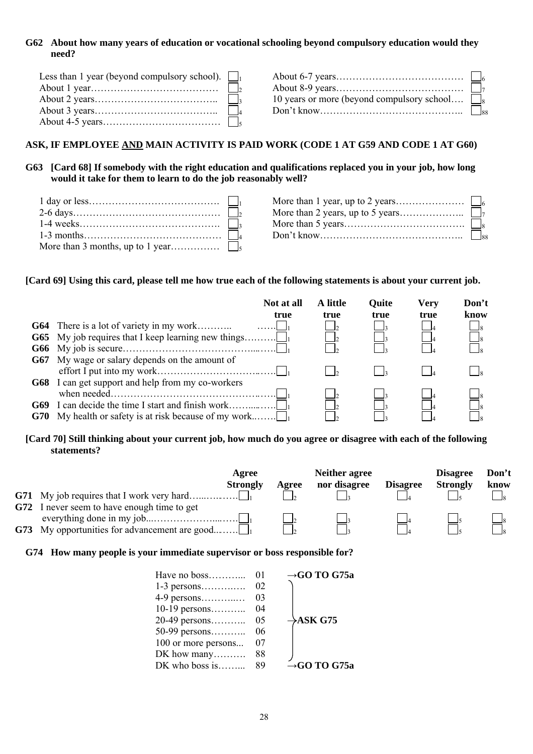**G62 About how many years of education or vocational schooling beyond compulsory education would they need?**

| | | | |
|---|---|---|---|
| Less than 1 year (beyond compulsory school). | ☐1 | About 6-7 years | ☐6 |
| About 1 year | ☐2 | About 8-9 years | ☐7 |
| About 2 years | ☐3 | 10 years or more (beyond compulsory school | ☐8 |
| About 3 years | ☐4 | Don't know | ☐88 |
| About 4-5 years | ☐5 | | |

**ASK, IF EMPLOYEE AND MAIN ACTIVITY IS PAID WORK (CODE 1 AT G59 AND CODE 1 AT G60)**

**G63 [Card 68] If somebody with the right education and qualifications replaced you in your job, how long would it take for them to learn to do the job reasonably well?**

| | | | |
|---|---|---|---|
| 1 day or less | ☐1 | More than 1 year, up to 2 years | ☐6 |
| 2-6 days | ☐2 | More than 2 years, up to 5 years | ☐7 |
| 1-4 weeks | ☐3 | More than 5 years | ☐8 |
| 1-3 months | ☐4 | Don't know | ☐88 |
| More than 3 months, up to 1 year | ☐5 | | |

**[Card 69] Using this card, please tell me how true each of the following statements is about your current job.**

| | | Not at all true | A little true | Quite true | Very true | Don't know |
|---|---|---|---|---|---|---|
| **G64** | There is a lot of variety in my work | ☐1 | ☐2 | ☐3 | ☐4 | ☐8 |
| **G65** | My job requires that I keep learning new things | ☐1 | ☐2 | ☐3 | ☐4 | ☐8 |
| **G66** | My job is secure | ☐1 | ☐2 | ☐3 | ☐4 | ☐8 |
| **G67** | My wage or salary depends on the amount of effort I put into my work | ☐1 | ☐2 | ☐3 | ☐4 | ☐8 |
| **G68** | I can get support and help from my co-workers when needed | ☐1 | ☐2 | ☐3 | ☐4 | ☐8 |
| **G69** | I can decide the time I start and finish work | ☐1 | ☐2 | ☐3 | ☐4 | ☐8 |
| **G70** | My health or safety is at risk because of my work | ☐1 | ☐2 | ☐3 | ☐4 | ☐8 |

**[Card 70] Still thinking about your current job, how much do you agree or disagree with each of the following statements?**

| | | Agree Strongly | Agree | Neither agree nor disagree | Disagree | Disagree Strongly | Don't know |
|---|---|---|---|---|---|---|---|
| **G71** | My job requires that I work very hard | ☐1 | ☐2 | ☐3 | ☐4 | ☐5 | ☐8 |
| **G72** | I never seem to have enough time to get everything done in my job | ☐1 | ☐2 | ☐3 | ☐4 | ☐5 | ☐8 |
| **G73** | My opportunities for advancement are good | ☐1 | ☐2 | ☐3 | ☐4 | ☐5 | ☐8 |

**G74 How many people is your immediate supervisor or boss responsible for?**

| | | |
|---|---|---|
| Have no boss | 01 | **→GO TO G75a** |
| 1-3 persons | 02 | **→ASK G75** |
| 4-9 persons | 03 | **→ASK G75** |
| 10-19 persons | 04 | **→ASK G75** |
| 20-49 persons | 05 | **→ASK G75** |
| 50-99 persons | 06 | **→ASK G75** |
| 100 or more persons | 07 | **→ASK G75** |
| DK how many | 88 | **→ASK G75** |
| DK who boss is | 89 | **→GO TO G75a** |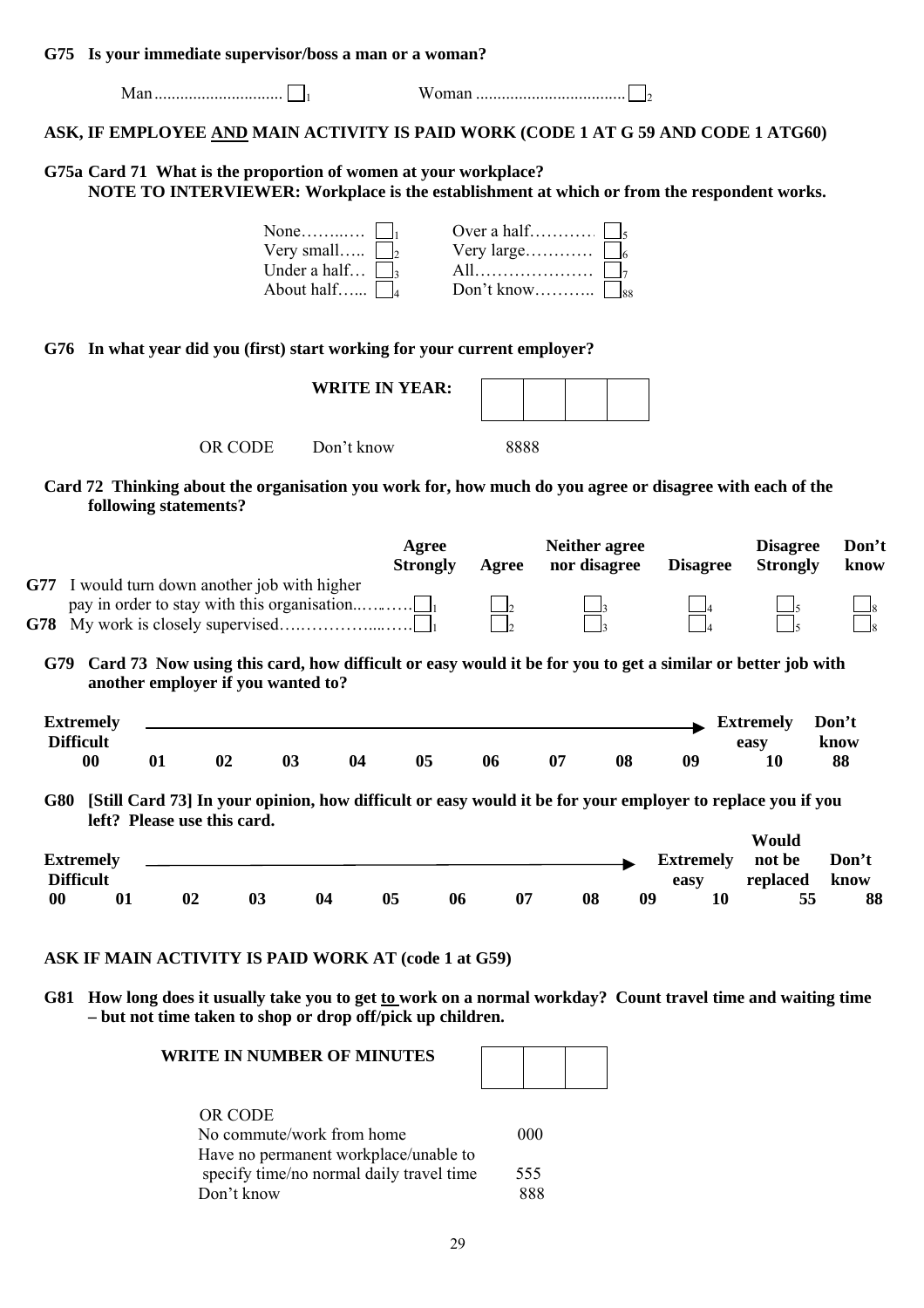**G75 Is your immediate supervisor/boss a man or a woman?**

Man ............................ ☐1 Woman .................................. ☐2

**ASK, IF EMPLOYEE AND MAIN ACTIVITY IS PAID WORK (CODE 1 AT G 59 AND CODE 1 ATG60)**

**G75a Card 71 What is the proportion of women at your workplace?**
**NOTE TO INTERVIEWER: Workplace is the establishment at which or from the respondent works.**

| | | | |
|---|---|---|---|
| None……..… | ☐1 | Over a half………. | ☐5 |
| Very small….. | ☐2 | Very large………… | ☐6 |
| Under a half… | ☐3 | All………………… | ☐7 |
| About half…... | ☐4 | Don't know……….. | ☐88 |

**G76 In what year did you (first) start working for your current employer?**

**WRITE IN YEAR:** ☐☐☐☐

OR CODE Don't know 8888

**Card 72 Thinking about the organisation you work for, how much do you agree or disagree with each of the following statements?**

| | Agree Strongly | Agree | Neither agree nor disagree | Disagree | Disagree Strongly | Don't know |
|---|---|---|---|---|---|---|
| **G77** I would turn down another job with higher pay in order to stay with this organisation..…..…… | ☐1 | ☐2 | ☐3 | ☐4 | ☐5 | ☐8 |
| **G78** My work is closely supervised….…………....…… | ☐1 | ☐2 | ☐3 | ☐4 | ☐5 | ☐8 |

**G79 Card 73 Now using this card, how difficult or easy would it be for you to get a similar or better job with another employer if you wanted to?**

| Extremely Difficult | | | | | | | | | | Extremely easy | Don't know |
|---|---|---|---|---|---|---|---|---|---|---|---|
| 00 | 01 | 02 | 03 | 04 | 05 | 06 | 07 | 08 | 09 | 10 | 88 |

**G80 [Still Card 73] In your opinion, how difficult or easy would it be for your employer to replace you if you left? Please use this card.**

| Extremely Difficult | | | | | | | | | | Extremely easy | Would not be replaced | Don't know |
|---|---|---|---|---|---|---|---|---|---|---|---|---|
| 00 | 01 | 02 | 03 | 04 | 05 | 06 | 07 | 08 | 09 | 10 | 55 | 88 |

**ASK IF MAIN ACTIVITY IS PAID WORK AT (code 1 at G59)**

**G81 How long does it usually take you to get to work on a normal workday? Count travel time and waiting time – but not time taken to shop or drop off/pick up children.**

**WRITE IN NUMBER OF MINUTES** ☐☐☐

OR CODE

| | |
|---|---|
| No commute/work from home | 000 |
| Have no permanent workplace/unable to specify time/no normal daily travel time | 555 |
| Don't know | 888 |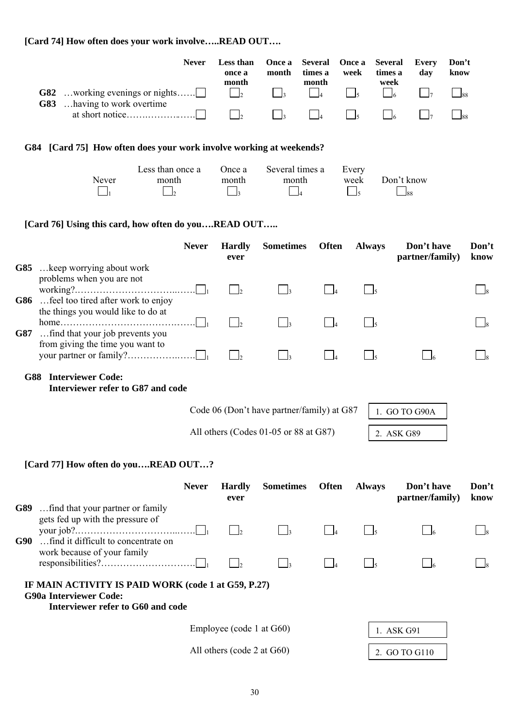**[Card 74] How often does your work involve…..READ OUT….**

| | Never | Less than once a month | Once a month | Several times a month | Once a week | Several times a week | Every day | Don't know |
|---|---|---|---|---|---|---|---|---|
| **G82** …working evenings or nights…… | ☐ | ☐2 | ☐3 | ☐4 | ☐5 | ☐6 | ☐7 | ☐88 |
| **G83** …having to work overtime at short notice…………… | ☐ | ☐2 | ☐3 | ☐4 | ☐5 | ☐6 | ☐7 | ☐88 |

**G84 [Card 75] How often does your work involve working at weekends?**

| Never | Less than once a month | Once a month | Several times a month | Every week | Don't know |
|---|---|---|---|---|---|
| ☐1 | ☐2 | ☐3 | ☐4 | ☐5 | ☐88 |

**[Card 76] Using this card, how often do you….READ OUT…..**

| | Never | Hardly ever | Sometimes | Often | Always | Don't have partner/family) | Don't know |
|---|---|---|---|---|---|---|---|
| **G85** …keep worrying about work problems when you are not working?…………………………… | ☐1 | ☐2 | ☐3 | ☐4 | ☐5 | | ☐8 |
| **G86** …feel too tired after work to enjoy the things you would like to do at home………………………………… | ☐1 | ☐2 | ☐3 | ☐4 | ☐5 | | ☐8 |
| **G87** …find that your job prevents you from giving the time you want to your partner or family?……………… | ☐1 | ☐2 | ☐3 | ☐4 | ☐5 | ☐6 | ☐8 |

**G88 Interviewer Code:**
**Interviewer refer to G87 and code**

| | |
|---|---|
| Code 06 (Don't have partner/family) at G87 | 1. GO TO G90A |
| All others (Codes 01-05 or 88 at G87) | 2. ASK G89 |

**[Card 77] How often do you….READ OUT…?**

| | Never | Hardly ever | Sometimes | Often | Always | Don't have partner/family) | Don't know |
|---|---|---|---|---|---|---|---|
| **G89** …find that your partner or family gets fed up with the pressure of your job?………………………………… | ☐1 | ☐2 | ☐3 | ☐4 | ☐5 | ☐6 | ☐8 |
| **G90** …find it difficult to concentrate on work because of your family responsibilities?………………………… | ☐1 | ☐2 | ☐3 | ☐4 | ☐5 | ☐6 | ☐8 |

**IF MAIN ACTIVITY IS PAID WORK (code 1 at G59, P.27)**
**G90a Interviewer Code:**
**Interviewer refer to G60 and code**

| | |
|---|---|
| Employee (code 1 at G60) | 1. ASK G91 |
| All others (code 2 at G60) | 2. GO TO G110 |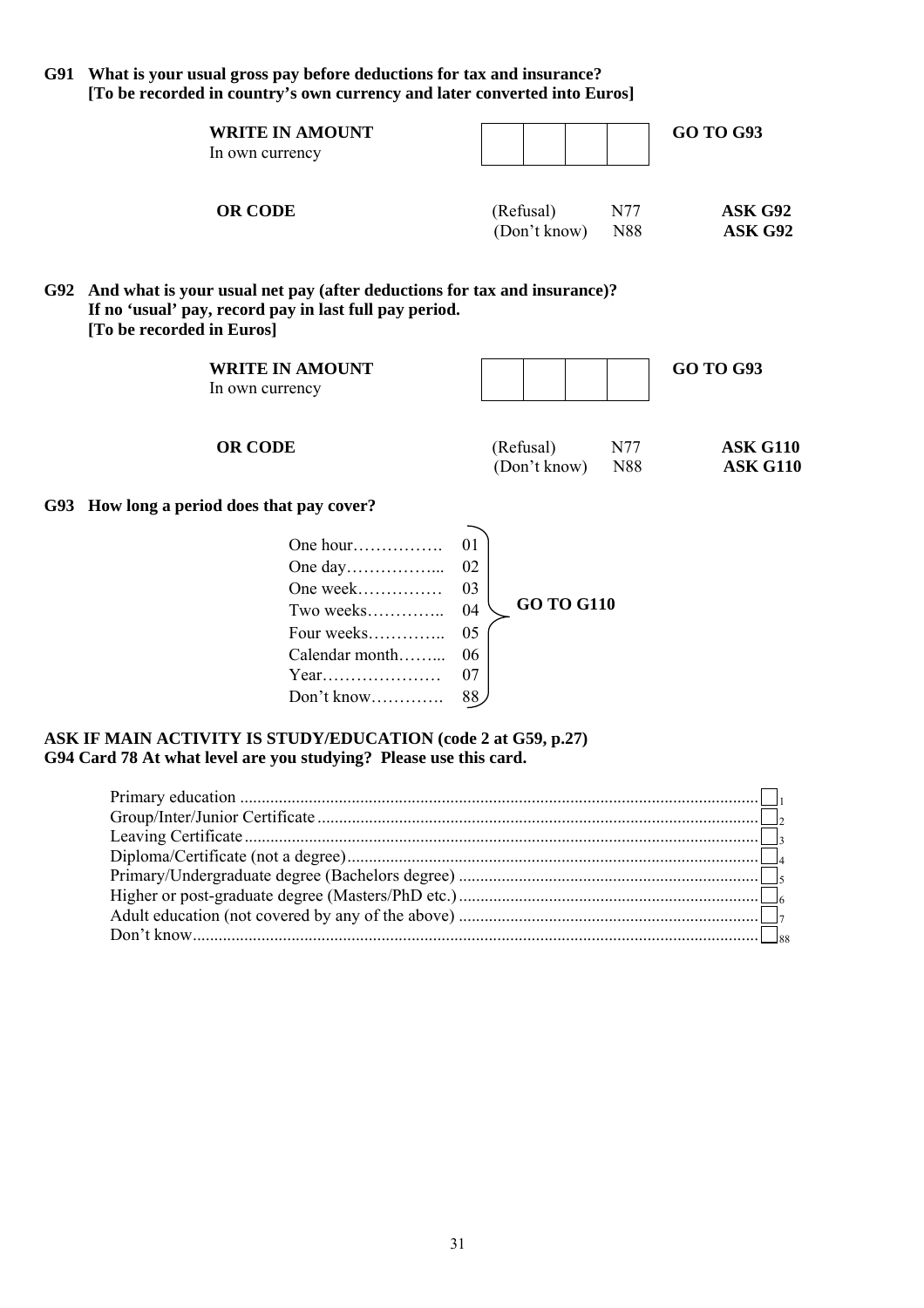**G91 What is your usual gross pay before deductions for tax and insurance?**
**[To be recorded in country's own currency and later converted into Euros]**

| | | | |
|---|---|---|---|
| **WRITE IN AMOUNT** In own currency | [ ][ ][ ][ ] | | **GO TO G93** |
| **OR CODE** | (Refusal) | N77 | **ASK G92** |
| | (Don't know) | N88 | **ASK G92** |

**G92 And what is your usual net pay (after deductions for tax and insurance)?**
**If no 'usual' pay, record pay in last full pay period.**
**[To be recorded in Euros]**

| | | | |
|---|---|---|---|
| **WRITE IN AMOUNT** In own currency | [ ][ ][ ][ ] | | **GO TO G93** |
| **OR CODE** | (Refusal) | N77 | **ASK G110** |
| | (Don't know) | N88 | **ASK G110** |

**G93 How long a period does that pay cover?**

| | | |
|---|---|---|
| One hour……………. | 01 | **GO TO G110** |
| One day……………... | 02 | |
| One week…………… | 03 | |
| Two weeks………….. | 04 | |
| Four weeks………….. | 05 | |
| Calendar month……... | 06 | |
| Year………………… | 07 | |
| Don't know…………. | 88 | |

**ASK IF MAIN ACTIVITY IS STUDY/EDUCATION (code 2 at G59, p.27)**
**G94 Card 78 At what level are you studying? Please use this card.**

| | |
|---|---|
| Primary education | 1 |
| Group/Inter/Junior Certificate | 2 |
| Leaving Certificate | 3 |
| Diploma/Certificate (not a degree) | 4 |
| Primary/Undergraduate degree (Bachelors degree) | 5 |
| Higher or post-graduate degree (Masters/PhD etc.) | 6 |
| Adult education (not covered by any of the above) | 7 |
| Don't know | 88 |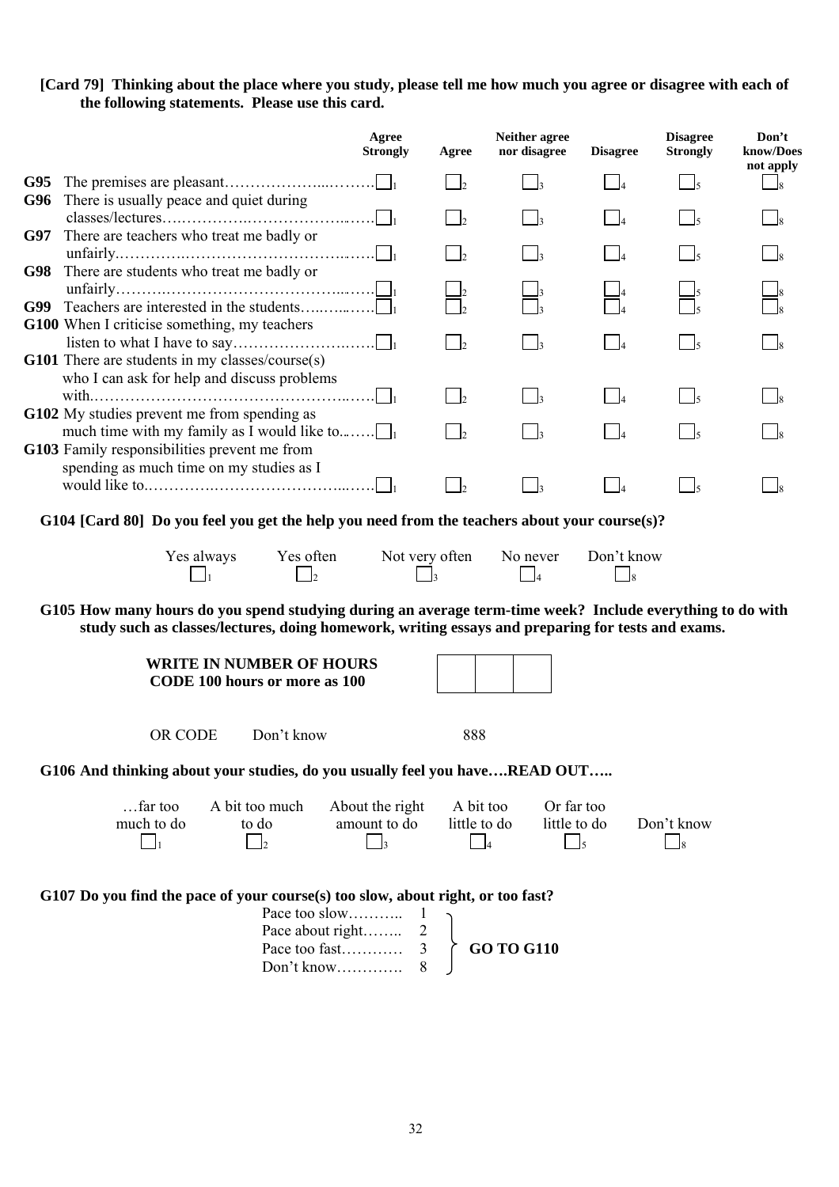**[Card 79] Thinking about the place where you study, please tell me how much you agree or disagree with each of the following statements. Please use this card.**

| | | Agree Strongly | Agree | Neither agree nor disagree | Disagree | Disagree Strongly | Don't know/Does not apply |
|---|---|---|---|---|---|---|---|
| **G95** | The premises are pleasant…………………..……… | ☐1 | ☐2 | ☐3 | ☐4 | ☐5 | ☐8 |
| **G96** | There is usually peace and quiet during classes/lectures……………………………………… | ☐1 | ☐2 | ☐3 | ☐4 | ☐5 | ☐8 |
| **G97** | There are teachers who treat me badly or unfairly……………………………………………… | ☐1 | ☐2 | ☐3 | ☐4 | ☐5 | ☐8 |
| **G98** | There are students who treat me badly or unfairly……………………………………………… | ☐1 | ☐2 | ☐3 | ☐4 | ☐5 | ☐8 |
| **G99** | Teachers are interested in the students…………… | ☐1 | ☐2 | ☐3 | ☐4 | ☐5 | ☐8 |
| **G100** | When I criticise something, my teachers listen to what I have to say……………………… | ☐1 | ☐2 | ☐3 | ☐4 | ☐5 | ☐8 |
| **G101** | There are students in my classes/course(s) who I can ask for help and discuss problems with……………………………………………… | ☐1 | ☐2 | ☐3 | ☐4 | ☐5 | ☐8 |
| **G102** | My studies prevent me from spending as much time with my family as I would like to……… | ☐1 | ☐2 | ☐3 | ☐4 | ☐5 | ☐8 |
| **G103** | Family responsibilities prevent me from spending as much time on my studies as I would like to……………………………………… | ☐1 | ☐2 | ☐3 | ☐4 | ☐5 | ☐8 |

**G104 [Card 80] Do you feel you get the help you need from the teachers about your course(s)?**

| Yes always | Yes often | Not very often | No never | Don't know |
|---|---|---|---|---|
| ☐1 | ☐2 | ☐3 | ☐4 | ☐8 |

**G105 How many hours do you spend studying during an average term-time week? Include everything to do with study such as classes/lectures, doing homework, writing essays and preparing for tests and exams.**

**WRITE IN NUMBER OF HOURS**
**CODE 100 hours or more as 100**

☐☐☐

OR CODE Don't know 888

**G106 And thinking about your studies, do you usually feel you have….READ OUT…..**

| …far too much to do | A bit too much to do | About the right amount to do | A bit too little to do | Or far too little to do | Don't know |
|---|---|---|---|---|---|
| ☐1 | ☐2 | ☐3 | ☐4 | ☐5 | ☐8 |

**G107 Do you find the pace of your course(s) too slow, about right, or too fast?**

Pace too slow……….. 1
Pace about right…….. 2
Pace too fast………… 3
Don't know…………. 8

} **GO TO G110**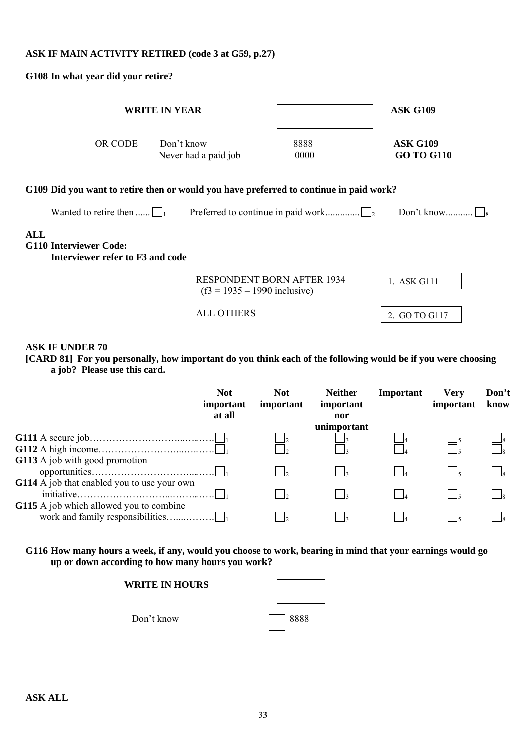**ASK IF MAIN ACTIVITY RETIRED (code 3 at G59, p.27)**

**G108 In what year did your retire?**

| | | | |
|---|---|---|---|
| **WRITE IN YEAR** | | [ ][ ][ ][ ] | **ASK G109** |
| OR CODE | Don't know | 8888 | **ASK G109** |
| | Never had a paid job | 0000 | **GO TO G110** |

**G109 Did you want to retire then or would you have preferred to continue in paid work?**

Wanted to retire then ...... [ ]1 Preferred to continue in paid work............. [ ]2 Don't know........... [ ]8

**ALL**

**G110 Interviewer Code:**
**Interviewer refer to F3 and code**

| | |
|---|---|
| RESPONDENT BORN AFTER 1934 (f3 = 1935 – 1990 inclusive) | 1. ASK G111 |
| ALL OTHERS | 2. GO TO G117 |

**ASK IF UNDER 70**

**[CARD 81] For you personally, how important do you think each of the following would be if you were choosing a job? Please use this card.**

| | Not important at all | Not important | Neither important nor unimportant | Important | Very important | Don't know |
|---|---|---|---|---|---|---|
| **G111** A secure job………………………...…..….. | [ ]1 | [ ]2 | [ ]3 | [ ]4 | [ ]5 | [ ]8 |
| **G112** A high income……………………...…...….. | [ ]1 | [ ]2 | [ ]3 | [ ]4 | [ ]5 | [ ]8 |
| **G113** A job with good promotion opportunities…………………………...….. | [ ]1 | [ ]2 | [ ]3 | [ ]4 | [ ]5 | [ ]8 |
| **G114** A job that enabled you to use your own initiative………………………...……..….. | [ ]1 | [ ]2 | [ ]3 | [ ]4 | [ ]5 | [ ]8 |
| **G115** A job which allowed you to combine work and family responsibilities…....………. | [ ]1 | [ ]2 | [ ]3 | [ ]4 | [ ]5 | [ ]8 |

**G116 How many hours a week, if any, would you choose to work, bearing in mind that your earnings would go up or down according to how many hours you work?**

**WRITE IN HOURS** [ ][ ]

Don't know [ ] 8888

**ASK ALL**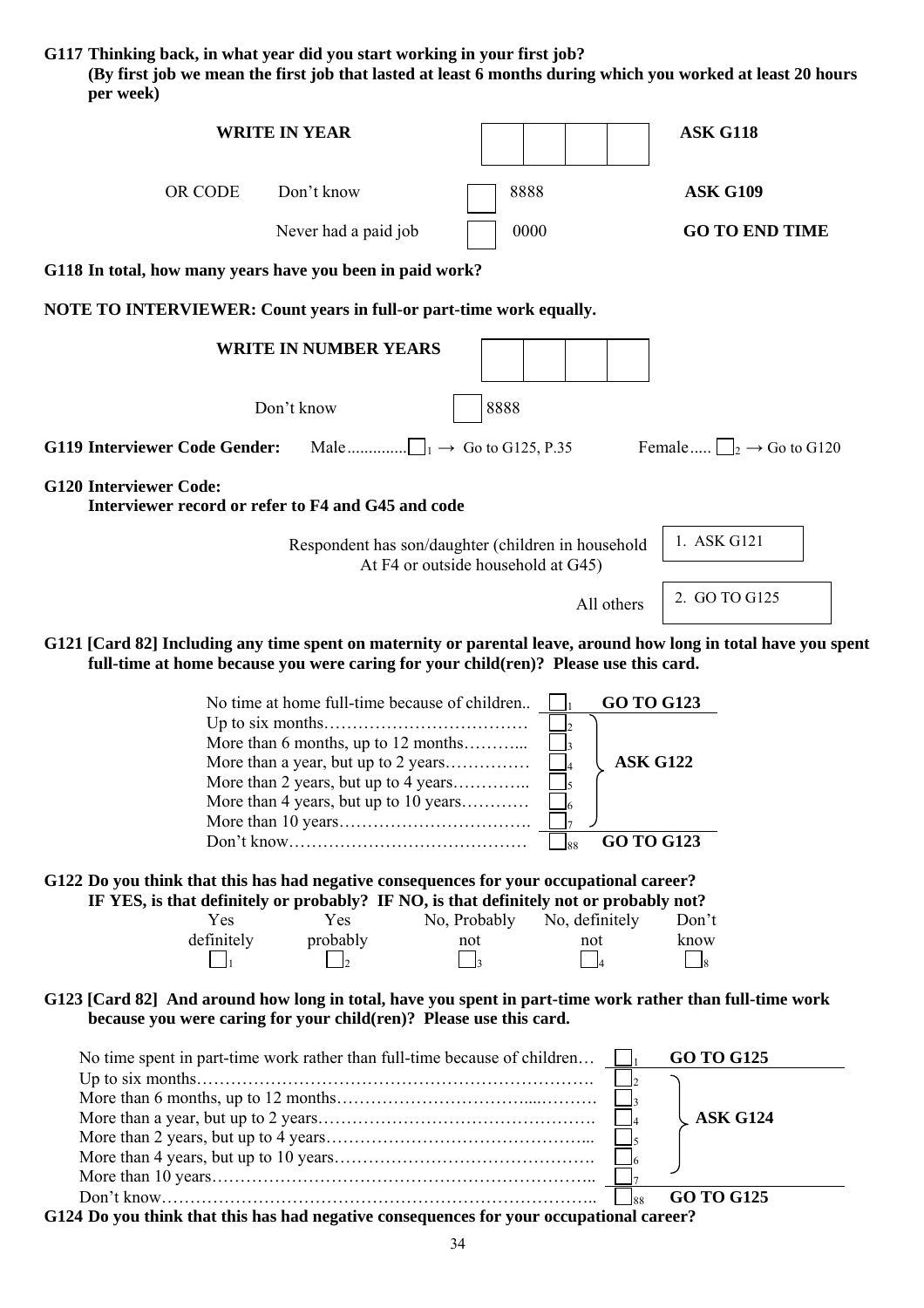**G117 Thinking back, in what year did you start working in your first job?**
**(By first job we mean the first job that lasted at least 6 months during which you worked at least 20 hours per week)**

| | | | |
|---|---|---|---|
| **WRITE IN YEAR** | | [ ][ ][ ][ ] | **ASK G118** |
| OR CODE | Don't know | [ ] 8888 | **ASK G109** |
| | Never had a paid job | [ ] 0000 | **GO TO END TIME** |

**G118 In total, how many years have you been in paid work?**

**NOTE TO INTERVIEWER: Count years in full-or part-time work equally.**

| | |
|---|---|
| **WRITE IN NUMBER YEARS** | [ ][ ][ ][ ] |
| Don't know | [ ] 8888 |

**G119 Interviewer Code Gender:** Male............. [ ]1 → Go to G125, P.35 Female..... [ ]2 → Go to G120

**G120 Interviewer Code:**
**Interviewer record or refer to F4 and G45 and code**

| | |
|---|---|
| Respondent has son/daughter (children in household At F4 or outside household at G45) | 1. ASK G121 |
| All others | 2. GO TO G125 |

**G121 [Card 82] Including any time spent on maternity or parental leave, around how long in total have you spent full-time at home because you were caring for your child(ren)? Please use this card.**

| | | |
|---|---|---|
| No time at home full-time because of children.. | [ ]1 | **GO TO G123** |
| Up to six months……………………………… | [ ]2 | **ASK G122** |
| More than 6 months, up to 12 months……….. | [ ]3 | |
| More than a year, but up to 2 years…………… | [ ]4 | |
| More than 2 years, but up to 4 years………….. | [ ]5 | |
| More than 4 years, but up to 10 years………… | [ ]6 | |
| More than 10 years……………………………. | [ ]7 | |
| Don't know…………………………………… | [ ]88 | **GO TO G123** |

**G122 Do you think that this has had negative consequences for your occupational career?**
**IF YES, is that definitely or probably? IF NO, is that definitely not or probably not?**

| Yes definitely | Yes probably | No, Probably not | No, definitely not | Don't know |
|---|---|---|---|---|
| [ ]1 | [ ]2 | [ ]3 | [ ]4 | [ ]8 |

**G123 [Card 82] And around how long in total, have you spent in part-time work rather than full-time work because you were caring for your child(ren)? Please use this card.**

| | | |
|---|---|---|
| No time spent in part-time work rather than full-time because of children… | [ ]1 | **GO TO G125** |
| Up to six months………………………………………………………… | [ ]2 | **ASK G124** |
| More than 6 months, up to 12 months……………………………………. | [ ]3 | |
| More than a year, but up to 2 years…………………………………………. | [ ]4 | |
| More than 2 years, but up to 4 years……………………………………... | [ ]5 | |
| More than 4 years, but up to 10 years………………………………………. | [ ]6 | |
| More than 10 years……………………………………………………….. | [ ]7 | |
| Don't know………………………………………………………………….. | [ ]88 | **GO TO G125** |

**G124 Do you think that this has had negative consequences for your occupational career?**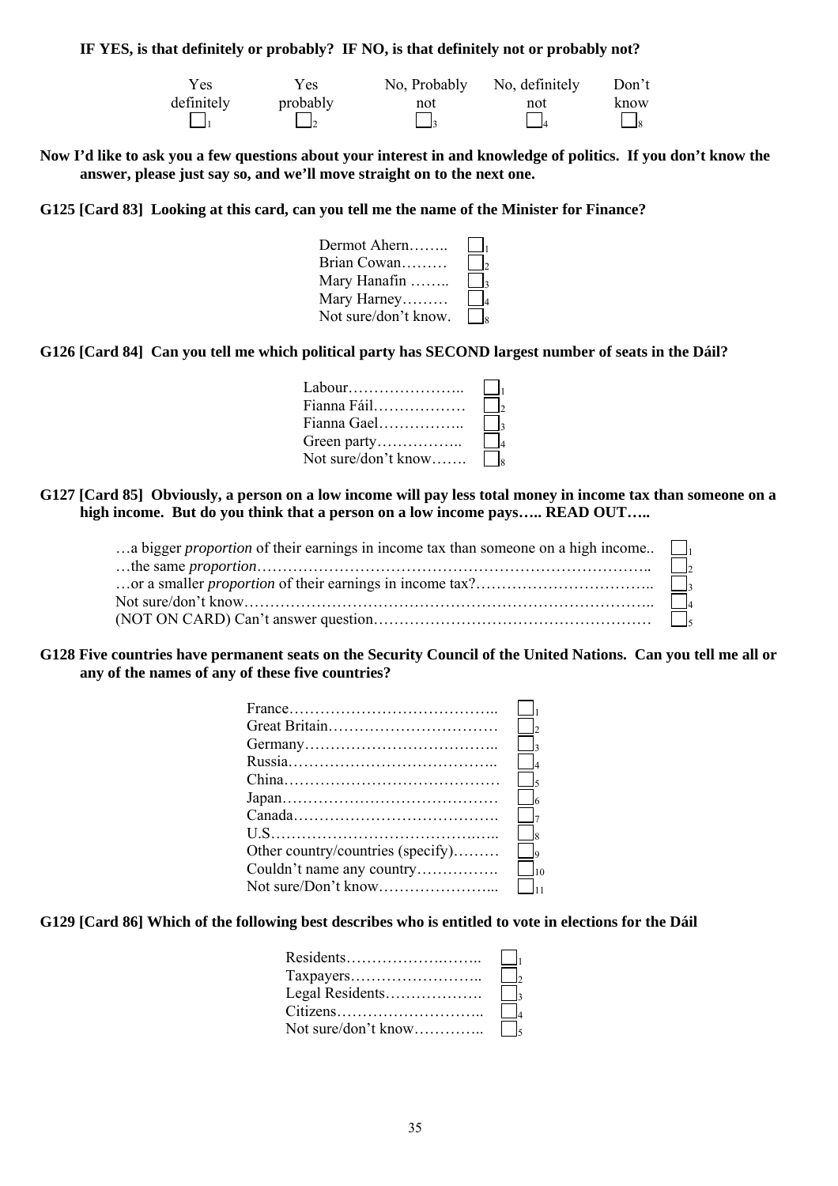**IF YES, is that definitely or probably? IF NO, is that definitely not or probably not?**

| Yes definitely | Yes probably | No, Probably not | No, definitely not | Don't know |
|---|---|---|---|---|
| ☐ 1 | ☐ 2 | ☐ 3 | ☐ 4 | ☐ 8 |

**Now I'd like to ask you a few questions about your interest in and knowledge of politics. If you don't know the answer, please just say so, and we'll move straight on to the next one.**

**G125 [Card 83] Looking at this card, can you tell me the name of the Minister for Finance?**

| | |
|---|---|
| Dermot Ahern…….. | ☐ 1 |
| Brian Cowan……… | ☐ 2 |
| Mary Hanafin …….. | ☐ 3 |
| Mary Harney……… | ☐ 4 |
| Not sure/don't know. | ☐ 8 |

**G126 [Card 84] Can you tell me which political party has SECOND largest number of seats in the Dáil?**

| | |
|---|---|
| Labour………………….. | ☐ 1 |
| Fianna Fáil……………… | ☐ 2 |
| Fianna Gael…………….. | ☐ 3 |
| Green party…………….. | ☐ 4 |
| Not sure/don't know……. | ☐ 8 |

**G127 [Card 85] Obviously, a person on a low income will pay less total money in income tax than someone on a high income. But do you think that a person on a low income pays….. READ OUT…..**

| | |
|---|---|
| …a bigger *proportion* of their earnings in income tax than someone on a high income.. | ☐ 1 |
| …the same *proportion*……………………………………………………………….. | ☐ 2 |
| …or a smaller *proportion* of their earnings in income tax?…………………………….. | ☐ 3 |
| Not sure/don't know…………………………………………………………………….. | ☐ 4 |
| (NOT ON CARD) Can't answer question…………………………………………… | ☐ 5 |

**G128 Five countries have permanent seats on the Security Council of the United Nations. Can you tell me all or any of the names of any of these five countries?**

| | |
|---|---|
| France………………………………….. | ☐ 1 |
| Great Britain…………………………… | ☐ 2 |
| Germany……………………………….. | ☐ 3 |
| Russia………………………………….. | ☐ 4 |
| China…………………………………… | ☐ 5 |
| Japan…………………………………… | ☐ 6 |
| Canada…………………………………. | ☐ 7 |
| U.S…………………………………….. | ☐ 8 |
| Other country/countries (specify)……… | ☐ 9 |
| Couldn't name any country……………. | ☐ 10 |
| Not sure/Don't know…………………... | ☐ 11 |

**G129 [Card 86] Which of the following best describes who is entitled to vote in elections for the Dáil**

| | |
|---|---|
| Residents…………………….. | ☐ 1 |
| Taxpayers…………………….. | ☐ 2 |
| Legal Residents………………. | ☐ 3 |
| Citizens……………………….. | ☐ 4 |
| Not sure/don't know………….. | ☐ 5 |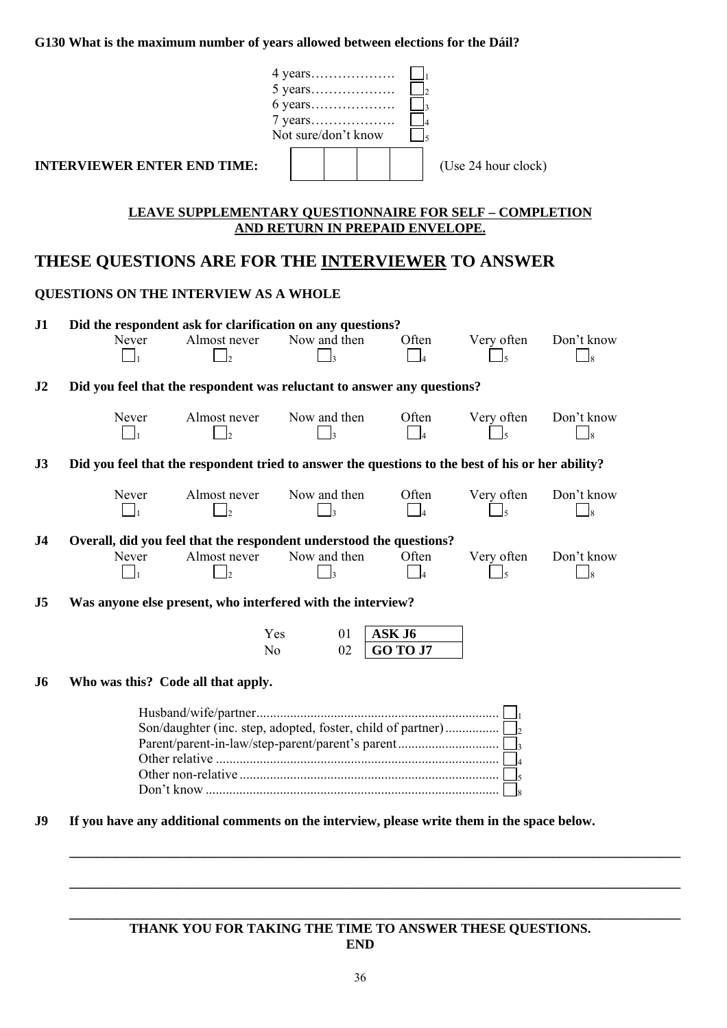**G130 What is the maximum number of years allowed between elections for the Dáil?**

| | |
|---|---|
| 4 years………………. | ☐ 1 |
| 5 years………………. | ☐ 2 |
| 6 years………………. | ☐ 3 |
| 7 years………………. | ☐ 4 |
| Not sure/don't know | ☐ 5 |

**INTERVIEWER ENTER END TIME:** | | | | | (Use 24 hour clock)

**LEAVE SUPPLEMENTARY QUESTIONNAIRE FOR SELF – COMPLETION AND RETURN IN PREPAID ENVELOPE.**

# THESE QUESTIONS ARE FOR THE INTERVIEWER TO ANSWER

**QUESTIONS ON THE INTERVIEW AS A WHOLE**

**J1 Did the respondent ask for clarification on any questions?**

| Never | Almost never | Now and then | Often | Very often | Don't know |
|---|---|---|---|---|---|
| ☐ 1 | ☐ 2 | ☐ 3 | ☐ 4 | ☐ 5 | ☐ 8 |

**J2 Did you feel that the respondent was reluctant to answer any questions?**

| Never | Almost never | Now and then | Often | Very often | Don't know |
|---|---|---|---|---|---|
| ☐ 1 | ☐ 2 | ☐ 3 | ☐ 4 | ☐ 5 | ☐ 8 |

**J3 Did you feel that the respondent tried to answer the questions to the best of his or her ability?**

| Never | Almost never | Now and then | Often | Very often | Don't know |
|---|---|---|---|---|---|
| ☐ 1 | ☐ 2 | ☐ 3 | ☐ 4 | ☐ 5 | ☐ 8 |

**J4 Overall, did you feel that the respondent understood the questions?**

| Never | Almost never | Now and then | Often | Very often | Don't know |
|---|---|---|---|---|---|
| ☐ 1 | ☐ 2 | ☐ 3 | ☐ 4 | ☐ 5 | ☐ 8 |

**J5 Was anyone else present, who interfered with the interview?**

| | | |
|---|---|---|
| Yes | 01 | **ASK J6** |
| No | 02 | **GO TO J7** |

**J6 Who was this? Code all that apply.**

| | |
|---|---|
| Husband/wife/partner....................................................................... | ☐ 1 |
| Son/daughter (inc. step, adopted, foster, child of partner)................ | ☐ 2 |
| Parent/parent-in-law/step-parent/parent's parent............................. | ☐ 3 |
| Other relative .................................................................................. | ☐ 4 |
| Other non-relative ........................................................................... | ☐ 5 |
| Don't know ...................................................................................... | ☐ 8 |

**J9 If you have any additional comments on the interview, please write them in the space below.**

___________________________________________________________________________

___________________________________________________________________________

___________________________________________________________________________

**THANK YOU FOR TAKING THE TIME TO ANSWER THESE QUESTIONS.**

**END**